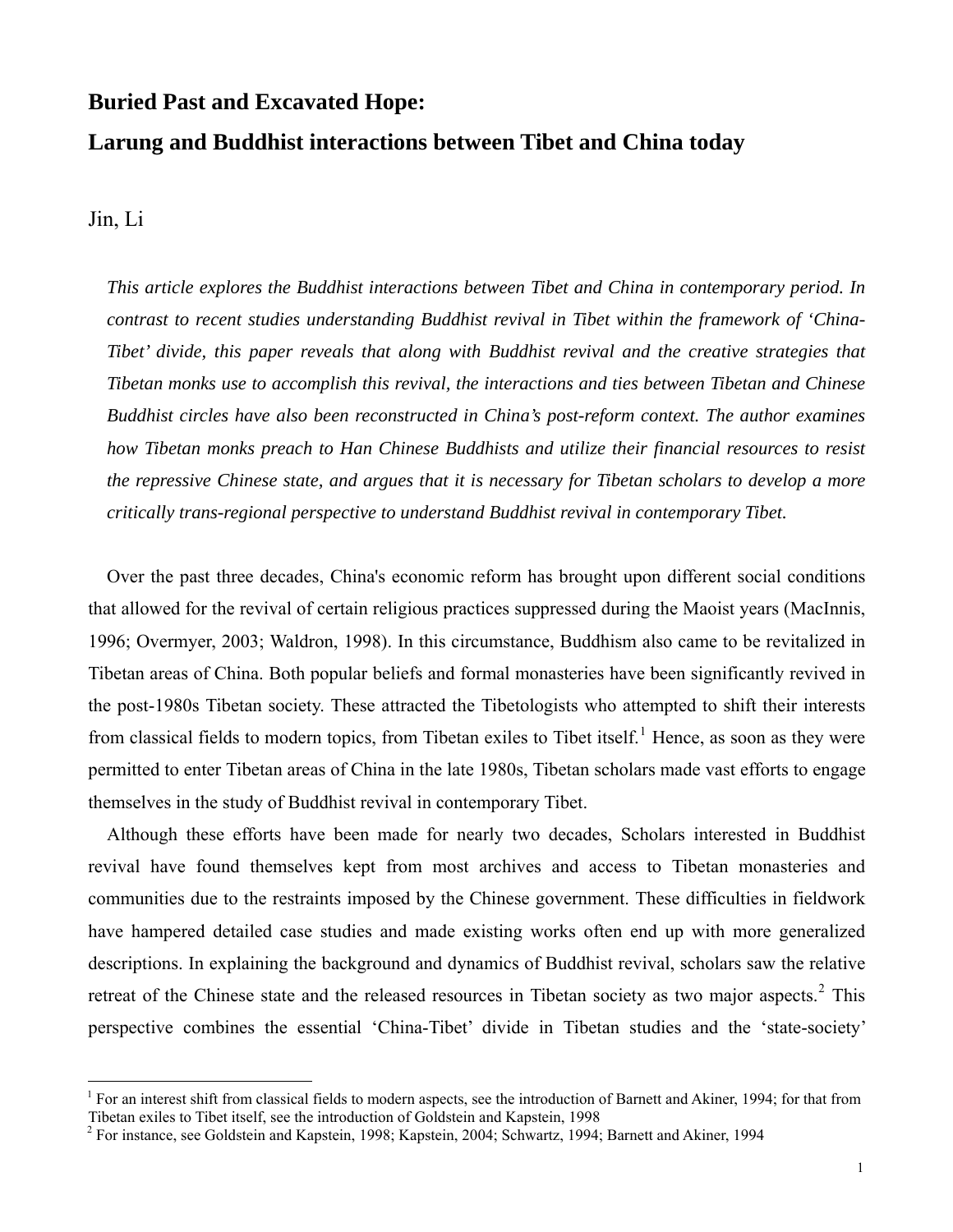# Buried Past and Excavated Hope:

# Larung and Buddhist interactions between Tibet and China today

Jin, Li

*This article explores the Buddhist interactions between Tibet and China in contemporary period. In contrast to recent studies understanding Buddhist revival in Tibet within the framework of 'China-Tibet' divide, this paper reveals that along with Buddhist revival and the creative strategies that Tibetan monks use to accomplish this revival, the interactions and ties between Tibetan and Chinese Buddhist circles have also been reconstructed in China's post-reform context. The author examines how Tibetan monks preach to Han Chinese Buddhists and utilize their financial resources to resist the repressive Chinese state, and argues that it is necessary for Tibetan scholars to develop a more critically trans-regional perspective to understand Buddhist revival in contemporary Tibet.*

Over the past three decades, China's economic reform has brought upon different social conditions that allowed for the revival of certain religious practices suppressed during the Maoist years (MacInnis, 1996; Overmyer, 2003; Waldron, 1998). In this circumstance, Buddhism also came to be revitalized in Tibetan areas of China. Both popular beliefs and formal monasteries have been significantly revived in the post-1980s Tibetan society. These attracted the Tibetologists who attempted to shift their interests from classical fields to modern topics, from Tibetan exiles to Tibet itself.[1] Hence, as soon as they were permitted to enter Tibetan areas of China in the late 1980s, Tibetan scholars made vast efforts to engage themselves in the study of Buddhist revival in contemporary Tibet.

Although these efforts have been made for nearly two decades, Scholars interested in Buddhist revival have found themselves kept from most archives and access to Tibetan monasteries and communities due to the restraints imposed by the Chinese government. These difficulties in fieldwork have hampered detailed case studies and made existing works often end up with more generalized descriptions. In explaining the background and dynamics of Buddhist revival, scholars saw the relative retreat of the Chinese state and the released resources in Tibetan society as two major aspects.[2] This perspective combines the essential 'China-Tibet' divide in Tibetan studies and the 'state-society'

[1] For an interest shift from classical fields to modern aspects, see the introduction of Barnett and Akiner, 1994; for that from Tibetan exiles to Tibet itself, see the introduction of Goldstein and Kapstein, 1998

[2] For instance, see Goldstein and Kapstein, 1998; Kapstein, 2004; Schwartz, 1994; Barnett and Akiner, 1994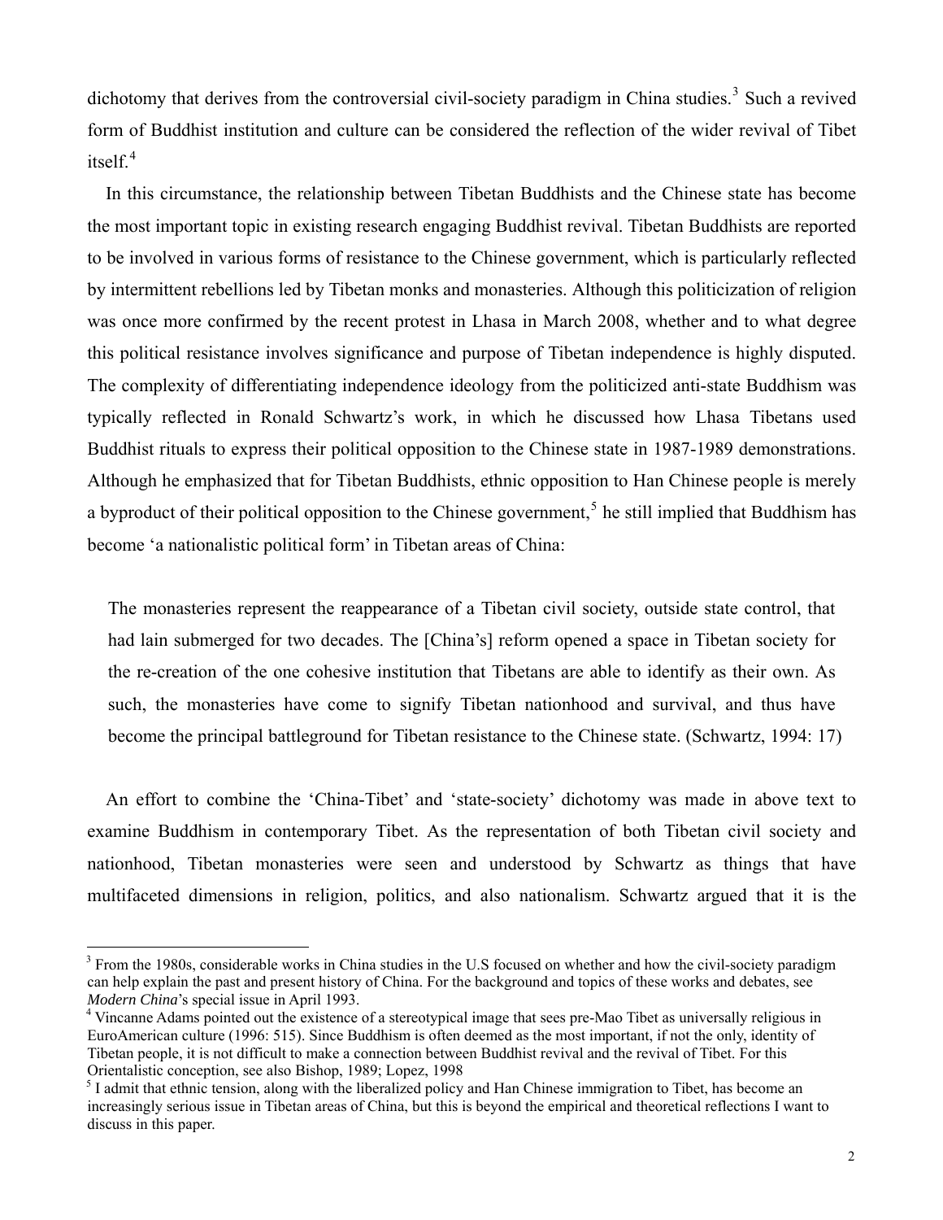dichotomy that derives from the controversial civil-society paradigm in China studies.[3] Such a revived form of Buddhist institution and culture can be considered the reflection of the wider revival of Tibet itself.[4]

In this circumstance, the relationship between Tibetan Buddhists and the Chinese state has become the most important topic in existing research engaging Buddhist revival. Tibetan Buddhists are reported to be involved in various forms of resistance to the Chinese government, which is particularly reflected by intermittent rebellions led by Tibetan monks and monasteries. Although this politicization of religion was once more confirmed by the recent protest in Lhasa in March 2008, whether and to what degree this political resistance involves significance and purpose of Tibetan independence is highly disputed. The complexity of differentiating independence ideology from the politicized anti-state Buddhism was typically reflected in Ronald Schwartz's work, in which he discussed how Lhasa Tibetans used Buddhist rituals to express their political opposition to the Chinese state in 1987-1989 demonstrations. Although he emphasized that for Tibetan Buddhists, ethnic opposition to Han Chinese people is merely a byproduct of their political opposition to the Chinese government,[5] he still implied that Buddhism has become 'a nationalistic political form' in Tibetan areas of China:

> The monasteries represent the reappearance of a Tibetan civil society, outside state control, that had lain submerged for two decades. The [China's] reform opened a space in Tibetan society for the re-creation of the one cohesive institution that Tibetans are able to identify as their own. As such, the monasteries have come to signify Tibetan nationhood and survival, and thus have become the principal battleground for Tibetan resistance to the Chinese state. (Schwartz, 1994: 17)

An effort to combine the 'China-Tibet' and 'state-society' dichotomy was made in above text to examine Buddhism in contemporary Tibet. As the representation of both Tibetan civil society and nationhood, Tibetan monasteries were seen and understood by Schwartz as things that have multifaceted dimensions in religion, politics, and also nationalism. Schwartz argued that it is the

---

[3] From the 1980s, considerable works in China studies in the U.S focused on whether and how the civil-society paradigm can help explain the past and present history of China. For the background and topics of these works and debates, see *Modern China*'s special issue in April 1993.

[4] Vincanne Adams pointed out the existence of a stereotypical image that sees pre-Mao Tibet as universally religious in EuroAmerican culture (1996: 515). Since Buddhism is often deemed as the most important, if not the only, identity of Tibetan people, it is not difficult to make a connection between Buddhist revival and the revival of Tibet. For this Orientalistic conception, see also Bishop, 1989; Lopez, 1998

[5] I admit that ethnic tension, along with the liberalized policy and Han Chinese immigration to Tibet, has become an increasingly serious issue in Tibetan areas of China, but this is beyond the empirical and theoretical reflections I want to discuss in this paper.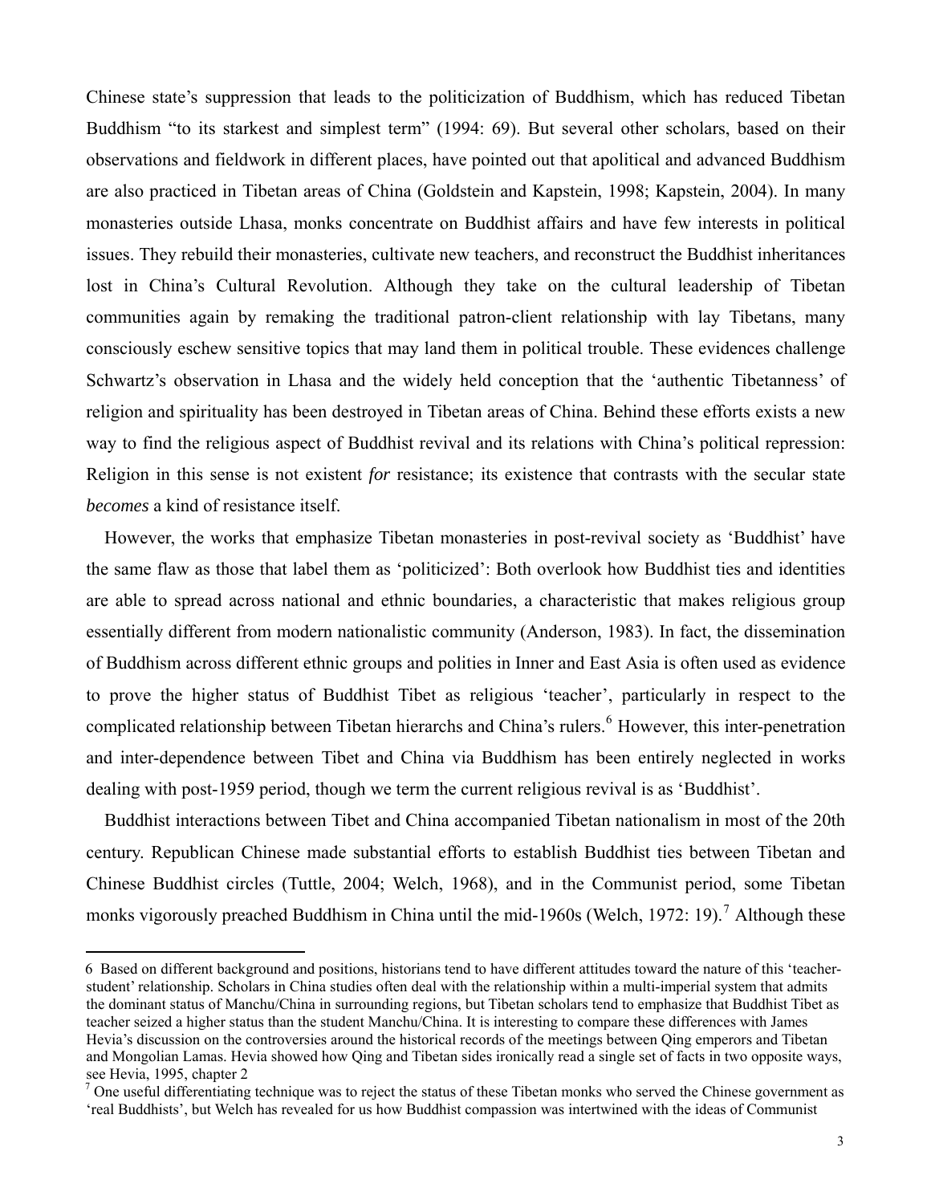Chinese state's suppression that leads to the politicization of Buddhism, which has reduced Tibetan Buddhism "to its starkest and simplest term" (1994: 69). But several other scholars, based on their observations and fieldwork in different places, have pointed out that apolitical and advanced Buddhism are also practiced in Tibetan areas of China (Goldstein and Kapstein, 1998; Kapstein, 2004). In many monasteries outside Lhasa, monks concentrate on Buddhist affairs and have few interests in political issues. They rebuild their monasteries, cultivate new teachers, and reconstruct the Buddhist inheritances lost in China's Cultural Revolution. Although they take on the cultural leadership of Tibetan communities again by remaking the traditional patron-client relationship with lay Tibetans, many consciously eschew sensitive topics that may land them in political trouble. These evidences challenge Schwartz's observation in Lhasa and the widely held conception that the 'authentic Tibetanness' of religion and spirituality has been destroyed in Tibetan areas of China. Behind these efforts exists a new way to find the religious aspect of Buddhist revival and its relations with China's political repression: Religion in this sense is not existent *for* resistance; its existence that contrasts with the secular state *becomes* a kind of resistance itself.

However, the works that emphasize Tibetan monasteries in post-revival society as 'Buddhist' have the same flaw as those that label them as 'politicized': Both overlook how Buddhist ties and identities are able to spread across national and ethnic boundaries, a characteristic that makes religious group essentially different from modern nationalistic community (Anderson, 1983). In fact, the dissemination of Buddhism across different ethnic groups and polities in Inner and East Asia is often used as evidence to prove the higher status of Buddhist Tibet as religious 'teacher', particularly in respect to the complicated relationship between Tibetan hierarchs and China's rulers.[6] However, this inter-penetration and inter-dependence between Tibet and China via Buddhism has been entirely neglected in works dealing with post-1959 period, though we term the current religious revival is as 'Buddhist'.

Buddhist interactions between Tibet and China accompanied Tibetan nationalism in most of the 20th century. Republican Chinese made substantial efforts to establish Buddhist ties between Tibetan and Chinese Buddhist circles (Tuttle, 2004; Welch, 1968), and in the Communist period, some Tibetan monks vigorously preached Buddhism in China until the mid-1960s (Welch, 1972: 19).[7] Although these

---

6 Based on different background and positions, historians tend to have different attitudes toward the nature of this 'teacher-student' relationship. Scholars in China studies often deal with the relationship within a multi-imperial system that admits the dominant status of Manchu/China in surrounding regions, but Tibetan scholars tend to emphasize that Buddhist Tibet as teacher seized a higher status than the student Manchu/China. It is interesting to compare these differences with James Hevia's discussion on the controversies around the historical records of the meetings between Qing emperors and Tibetan and Mongolian Lamas. Hevia showed how Qing and Tibetan sides ironically read a single set of facts in two opposite ways, see Hevia, 1995, chapter 2

7 One useful differentiating technique was to reject the status of these Tibetan monks who served the Chinese government as 'real Buddhists', but Welch has revealed for us how Buddhist compassion was intertwined with the ideas of Communist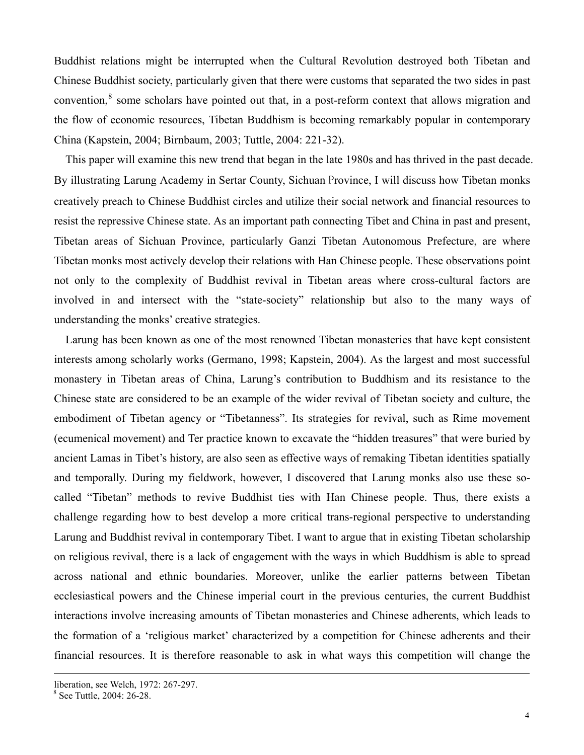Buddhist relations might be interrupted when the Cultural Revolution destroyed both Tibetan and Chinese Buddhist society, particularly given that there were customs that separated the two sides in past convention,[8] some scholars have pointed out that, in a post-reform context that allows migration and the flow of economic resources, Tibetan Buddhism is becoming remarkably popular in contemporary China (Kapstein, 2004; Birnbaum, 2003; Tuttle, 2004: 221-32).

This paper will examine this new trend that began in the late 1980s and has thrived in the past decade. By illustrating Larung Academy in Sertar County, Sichuan Province, I will discuss how Tibetan monks creatively preach to Chinese Buddhist circles and utilize their social network and financial resources to resist the repressive Chinese state. As an important path connecting Tibet and China in past and present, Tibetan areas of Sichuan Province, particularly Ganzi Tibetan Autonomous Prefecture, are where Tibetan monks most actively develop their relations with Han Chinese people. These observations point not only to the complexity of Buddhist revival in Tibetan areas where cross-cultural factors are involved in and intersect with the "state-society" relationship but also to the many ways of understanding the monks' creative strategies.

Larung has been known as one of the most renowned Tibetan monasteries that have kept consistent interests among scholarly works (Germano, 1998; Kapstein, 2004). As the largest and most successful monastery in Tibetan areas of China, Larung's contribution to Buddhism and its resistance to the Chinese state are considered to be an example of the wider revival of Tibetan society and culture, the embodiment of Tibetan agency or "Tibetanness". Its strategies for revival, such as Rime movement (ecumenical movement) and Ter practice known to excavate the "hidden treasures" that were buried by ancient Lamas in Tibet's history, are also seen as effective ways of remaking Tibetan identities spatially and temporally. During my fieldwork, however, I discovered that Larung monks also use these so-called "Tibetan" methods to revive Buddhist ties with Han Chinese people. Thus, there exists a challenge regarding how to best develop a more critical trans-regional perspective to understanding Larung and Buddhist revival in contemporary Tibet. I want to argue that in existing Tibetan scholarship on religious revival, there is a lack of engagement with the ways in which Buddhism is able to spread across national and ethnic boundaries. Moreover, unlike the earlier patterns between Tibetan ecclesiastical powers and the Chinese imperial court in the previous centuries, the current Buddhist interactions involve increasing amounts of Tibetan monasteries and Chinese adherents, which leads to the formation of a 'religious market' characterized by a competition for Chinese adherents and their financial resources. It is therefore reasonable to ask in what ways this competition will change the

---

liberation, see Welch, 1972: 267-297.

[8] See Tuttle, 2004: 26-28.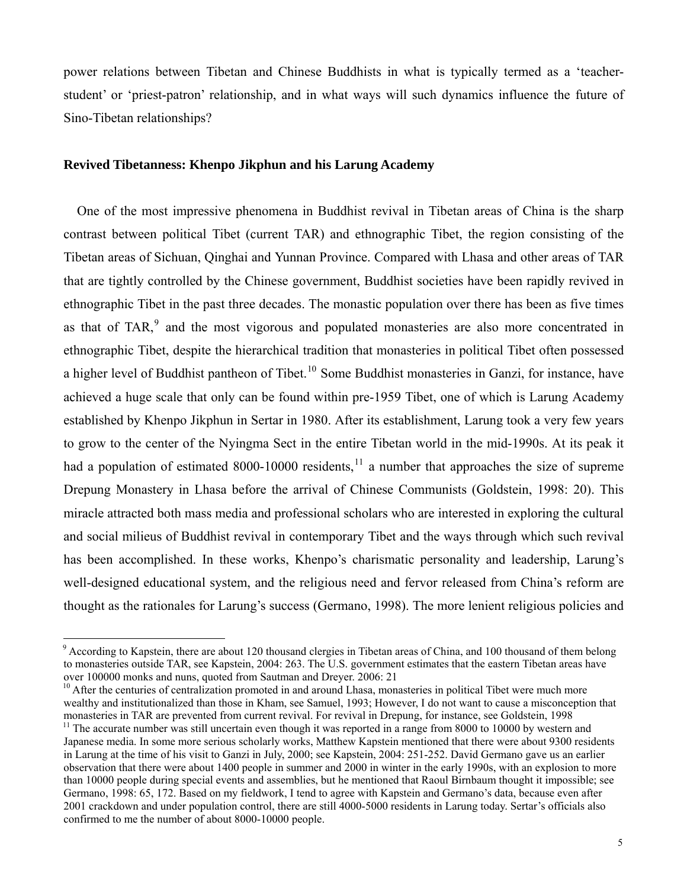power relations between Tibetan and Chinese Buddhists in what is typically termed as a 'teacher-student' or 'priest-patron' relationship, and in what ways will such dynamics influence the future of Sino-Tibetan relationships?

**Revived Tibetanness: Khenpo Jikphun and his Larung Academy**

One of the most impressive phenomena in Buddhist revival in Tibetan areas of China is the sharp contrast between political Tibet (current TAR) and ethnographic Tibet, the region consisting of the Tibetan areas of Sichuan, Qinghai and Yunnan Province. Compared with Lhasa and other areas of TAR that are tightly controlled by the Chinese government, Buddhist societies have been rapidly revived in ethnographic Tibet in the past three decades. The monastic population over there has been as five times as that of TAR,[9] and the most vigorous and populated monasteries are also more concentrated in ethnographic Tibet, despite the hierarchical tradition that monasteries in political Tibet often possessed a higher level of Buddhist pantheon of Tibet.[10] Some Buddhist monasteries in Ganzi, for instance, have achieved a huge scale that only can be found within pre-1959 Tibet, one of which is Larung Academy established by Khenpo Jikphun in Sertar in 1980. After its establishment, Larung took a very few years to grow to the center of the Nyingma Sect in the entire Tibetan world in the mid-1990s. At its peak it had a population of estimated 8000-10000 residents,[11] a number that approaches the size of supreme Drepung Monastery in Lhasa before the arrival of Chinese Communists (Goldstein, 1998: 20). This miracle attracted both mass media and professional scholars who are interested in exploring the cultural and social milieus of Buddhist revival in contemporary Tibet and the ways through which such revival has been accomplished. In these works, Khenpo's charismatic personality and leadership, Larung's well-designed educational system, and the religious need and fervor released from China's reform are thought as the rationales for Larung's success (Germano, 1998). The more lenient religious policies and

---

[9] According to Kapstein, there are about 120 thousand clergies in Tibetan areas of China, and 100 thousand of them belong to monasteries outside TAR, see Kapstein, 2004: 263. The U.S. government estimates that the eastern Tibetan areas have over 100000 monks and nuns, quoted from Sautman and Dreyer. 2006: 21

[10] After the centuries of centralization promoted in and around Lhasa, monasteries in political Tibet were much more wealthy and institutionalized than those in Kham, see Samuel, 1993; However, I do not want to cause a misconception that monasteries in TAR are prevented from current revival. For revival in Drepung, for instance, see Goldstein, 1998

[11] The accurate number was still uncertain even though it was reported in a range from 8000 to 10000 by western and Japanese media. In some more serious scholarly works, Matthew Kapstein mentioned that there were about 9300 residents in Larung at the time of his visit to Ganzi in July, 2000; see Kapstein, 2004: 251-252. David Germano gave us an earlier observation that there were about 1400 people in summer and 2000 in winter in the early 1990s, with an explosion to more than 10000 people during special events and assemblies, but he mentioned that Raoul Birnbaum thought it impossible; see Germano, 1998: 65, 172. Based on my fieldwork, I tend to agree with Kapstein and Germano's data, because even after 2001 crackdown and under population control, there are still 4000-5000 residents in Larung today. Sertar's officials also confirmed to me the number of about 8000-10000 people.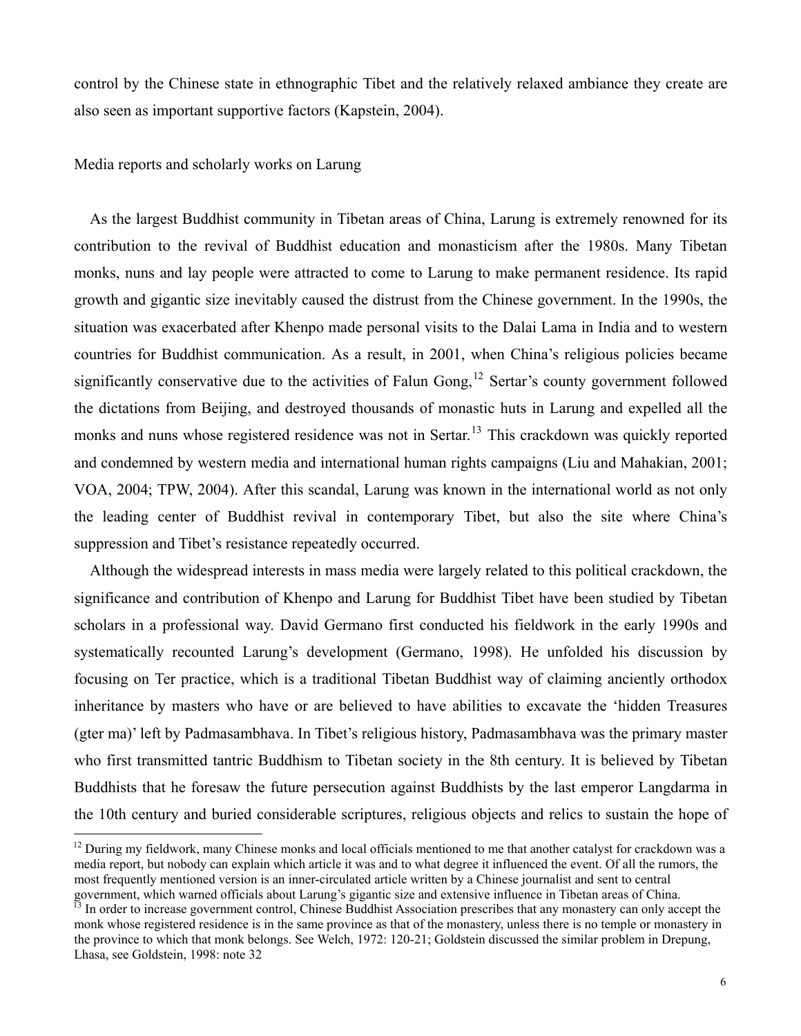control by the Chinese state in ethnographic Tibet and the relatively relaxed ambiance they create are also seen as important supportive factors (Kapstein, 2004).

## Media reports and scholarly works on Larung

As the largest Buddhist community in Tibetan areas of China, Larung is extremely renowned for its contribution to the revival of Buddhist education and monasticism after the 1980s. Many Tibetan monks, nuns and lay people were attracted to come to Larung to make permanent residence. Its rapid growth and gigantic size inevitably caused the distrust from the Chinese government. In the 1990s, the situation was exacerbated after Khenpo made personal visits to the Dalai Lama in India and to western countries for Buddhist communication. As a result, in 2001, when China's religious policies became significantly conservative due to the activities of Falun Gong,[12] Sertar's county government followed the dictations from Beijing, and destroyed thousands of monastic huts in Larung and expelled all the monks and nuns whose registered residence was not in Sertar.[13] This crackdown was quickly reported and condemned by western media and international human rights campaigns (Liu and Mahakian, 2001; VOA, 2004; TPW, 2004). After this scandal, Larung was known in the international world as not only the leading center of Buddhist revival in contemporary Tibet, but also the site where China's suppression and Tibet's resistance repeatedly occurred.

Although the widespread interests in mass media were largely related to this political crackdown, the significance and contribution of Khenpo and Larung for Buddhist Tibet have been studied by Tibetan scholars in a professional way. David Germano first conducted his fieldwork in the early 1990s and systematically recounted Larung's development (Germano, 1998). He unfolded his discussion by focusing on Ter practice, which is a traditional Tibetan Buddhist way of claiming anciently orthodox inheritance by masters who have or are believed to have abilities to excavate the 'hidden Treasures (gter ma)' left by Padmasambhava. In Tibet's religious history, Padmasambhava was the primary master who first transmitted tantric Buddhism to Tibetan society in the 8th century. It is believed by Tibetan Buddhists that he foresaw the future persecution against Buddhists by the last emperor Langdarma in the 10th century and buried considerable scriptures, religious objects and relics to sustain the hope of

---

[12] During my fieldwork, many Chinese monks and local officials mentioned to me that another catalyst for crackdown was a media report, but nobody can explain which article it was and to what degree it influenced the event. Of all the rumors, the most frequently mentioned version is an inner-circulated article written by a Chinese journalist and sent to central government, which warned officials about Larung's gigantic size and extensive influence in Tibetan areas of China.

[13] In order to increase government control, Chinese Buddhist Association prescribes that any monastery can only accept the monk whose registered residence is in the same province as that of the monastery, unless there is no temple or monastery in the province to which that monk belongs. See Welch, 1972: 120-21; Goldstein discussed the similar problem in Drepung, Lhasa, see Goldstein, 1998: note 32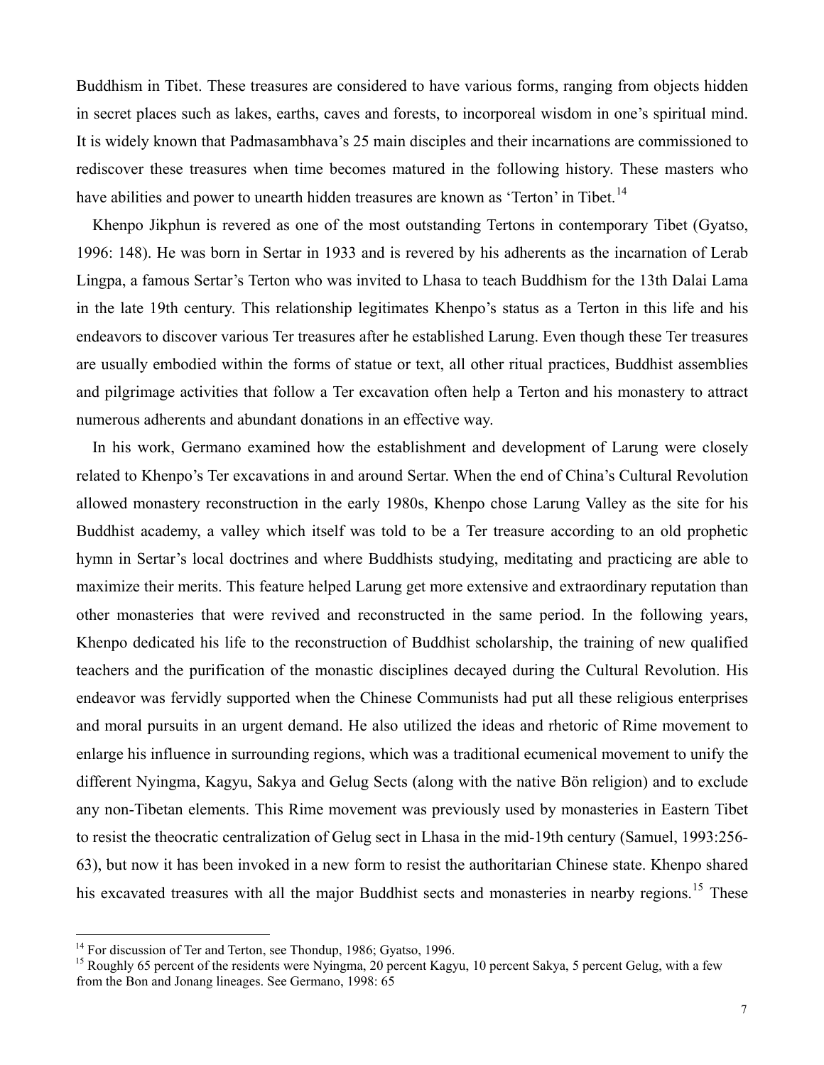Buddhism in Tibet. These treasures are considered to have various forms, ranging from objects hidden in secret places such as lakes, earths, caves and forests, to incorporeal wisdom in one's spiritual mind. It is widely known that Padmasambhava's 25 main disciples and their incarnations are commissioned to rediscover these treasures when time becomes matured in the following history. These masters who have abilities and power to unearth hidden treasures are known as 'Terton' in Tibet.[14]

Khenpo Jikphun is revered as one of the most outstanding Tertons in contemporary Tibet (Gyatso, 1996: 148). He was born in Sertar in 1933 and is revered by his adherents as the incarnation of Lerab Lingpa, a famous Sertar's Terton who was invited to Lhasa to teach Buddhism for the 13th Dalai Lama in the late 19th century. This relationship legitimates Khenpo's status as a Terton in this life and his endeavors to discover various Ter treasures after he established Larung. Even though these Ter treasures are usually embodied within the forms of statue or text, all other ritual practices, Buddhist assemblies and pilgrimage activities that follow a Ter excavation often help a Terton and his monastery to attract numerous adherents and abundant donations in an effective way.

In his work, Germano examined how the establishment and development of Larung were closely related to Khenpo's Ter excavations in and around Sertar. When the end of China's Cultural Revolution allowed monastery reconstruction in the early 1980s, Khenpo chose Larung Valley as the site for his Buddhist academy, a valley which itself was told to be a Ter treasure according to an old prophetic hymn in Sertar's local doctrines and where Buddhists studying, meditating and practicing are able to maximize their merits. This feature helped Larung get more extensive and extraordinary reputation than other monasteries that were revived and reconstructed in the same period. In the following years, Khenpo dedicated his life to the reconstruction of Buddhist scholarship, the training of new qualified teachers and the purification of the monastic disciplines decayed during the Cultural Revolution. His endeavor was fervidly supported when the Chinese Communists had put all these religious enterprises and moral pursuits in an urgent demand. He also utilized the ideas and rhetoric of Rime movement to enlarge his influence in surrounding regions, which was a traditional ecumenical movement to unify the different Nyingma, Kagyu, Sakya and Gelug Sects (along with the native Bön religion) and to exclude any non-Tibetan elements. This Rime movement was previously used by monasteries in Eastern Tibet to resist the theocratic centralization of Gelug sect in Lhasa in the mid-19th century (Samuel, 1993:256-63), but now it has been invoked in a new form to resist the authoritarian Chinese state. Khenpo shared his excavated treasures with all the major Buddhist sects and monasteries in nearby regions.[15] These

---

[14] For discussion of Ter and Terton, see Thondup, 1986; Gyatso, 1996.

[15] Roughly 65 percent of the residents were Nyingma, 20 percent Kagyu, 10 percent Sakya, 5 percent Gelug, with a few from the Bon and Jonang lineages. See Germano, 1998: 65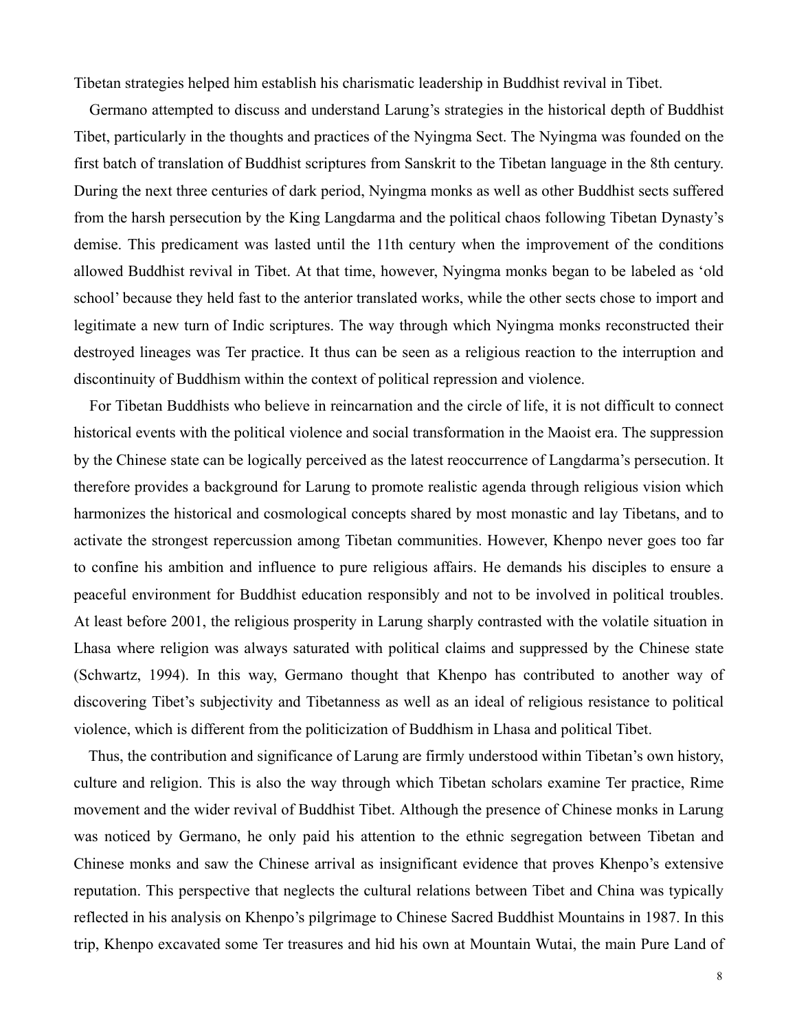Tibetan strategies helped him establish his charismatic leadership in Buddhist revival in Tibet.

Germano attempted to discuss and understand Larung's strategies in the historical depth of Buddhist Tibet, particularly in the thoughts and practices of the Nyingma Sect. The Nyingma was founded on the first batch of translation of Buddhist scriptures from Sanskrit to the Tibetan language in the 8th century. During the next three centuries of dark period, Nyingma monks as well as other Buddhist sects suffered from the harsh persecution by the King Langdarma and the political chaos following Tibetan Dynasty's demise. This predicament was lasted until the 11th century when the improvement of the conditions allowed Buddhist revival in Tibet. At that time, however, Nyingma monks began to be labeled as 'old school' because they held fast to the anterior translated works, while the other sects chose to import and legitimate a new turn of Indic scriptures. The way through which Nyingma monks reconstructed their destroyed lineages was Ter practice. It thus can be seen as a religious reaction to the interruption and discontinuity of Buddhism within the context of political repression and violence.

For Tibetan Buddhists who believe in reincarnation and the circle of life, it is not difficult to connect historical events with the political violence and social transformation in the Maoist era. The suppression by the Chinese state can be logically perceived as the latest reoccurrence of Langdarma's persecution. It therefore provides a background for Larung to promote realistic agenda through religious vision which harmonizes the historical and cosmological concepts shared by most monastic and lay Tibetans, and to activate the strongest repercussion among Tibetan communities. However, Khenpo never goes too far to confine his ambition and influence to pure religious affairs. He demands his disciples to ensure a peaceful environment for Buddhist education responsibly and not to be involved in political troubles. At least before 2001, the religious prosperity in Larung sharply contrasted with the volatile situation in Lhasa where religion was always saturated with political claims and suppressed by the Chinese state (Schwartz, 1994). In this way, Germano thought that Khenpo has contributed to another way of discovering Tibet's subjectivity and Tibetanness as well as an ideal of religious resistance to political violence, which is different from the politicization of Buddhism in Lhasa and political Tibet.

Thus, the contribution and significance of Larung are firmly understood within Tibetan's own history, culture and religion. This is also the way through which Tibetan scholars examine Ter practice, Rime movement and the wider revival of Buddhist Tibet. Although the presence of Chinese monks in Larung was noticed by Germano, he only paid his attention to the ethnic segregation between Tibetan and Chinese monks and saw the Chinese arrival as insignificant evidence that proves Khenpo's extensive reputation. This perspective that neglects the cultural relations between Tibet and China was typically reflected in his analysis on Khenpo's pilgrimage to Chinese Sacred Buddhist Mountains in 1987. In this trip, Khenpo excavated some Ter treasures and hid his own at Mountain Wutai, the main Pure Land of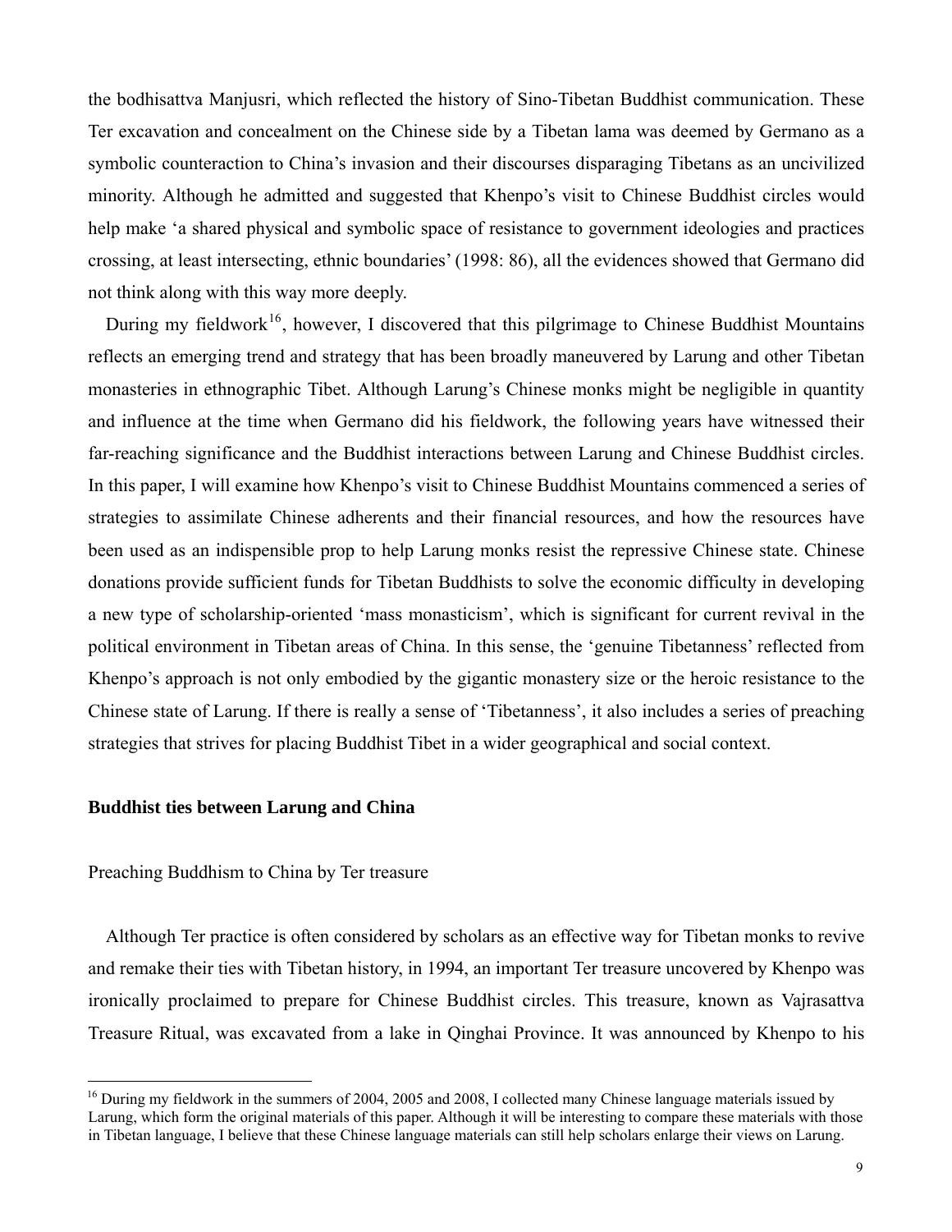the bodhisattva Manjusri, which reflected the history of Sino-Tibetan Buddhist communication. These Ter excavation and concealment on the Chinese side by a Tibetan lama was deemed by Germano as a symbolic counteraction to China's invasion and their discourses disparaging Tibetans as an uncivilized minority. Although he admitted and suggested that Khenpo's visit to Chinese Buddhist circles would help make 'a shared physical and symbolic space of resistance to government ideologies and practices crossing, at least intersecting, ethnic boundaries' (1998: 86), all the evidences showed that Germano did not think along with this way more deeply.

During my fieldwork[16], however, I discovered that this pilgrimage to Chinese Buddhist Mountains reflects an emerging trend and strategy that has been broadly maneuvered by Larung and other Tibetan monasteries in ethnographic Tibet. Although Larung's Chinese monks might be negligible in quantity and influence at the time when Germano did his fieldwork, the following years have witnessed their far-reaching significance and the Buddhist interactions between Larung and Chinese Buddhist circles. In this paper, I will examine how Khenpo's visit to Chinese Buddhist Mountains commenced a series of strategies to assimilate Chinese adherents and their financial resources, and how the resources have been used as an indispensible prop to help Larung monks resist the repressive Chinese state. Chinese donations provide sufficient funds for Tibetan Buddhists to solve the economic difficulty in developing a new type of scholarship-oriented 'mass monasticism', which is significant for current revival in the political environment in Tibetan areas of China. In this sense, the 'genuine Tibetanness' reflected from Khenpo's approach is not only embodied by the gigantic monastery size or the heroic resistance to the Chinese state of Larung. If there is really a sense of 'Tibetanness', it also includes a series of preaching strategies that strives for placing Buddhist Tibet in a wider geographical and social context.

## Buddhist ties between Larung and China

### Preaching Buddhism to China by Ter treasure

Although Ter practice is often considered by scholars as an effective way for Tibetan monks to revive and remake their ties with Tibetan history, in 1994, an important Ter treasure uncovered by Khenpo was ironically proclaimed to prepare for Chinese Buddhist circles. This treasure, known as Vajrasattva Treasure Ritual, was excavated from a lake in Qinghai Province. It was announced by Khenpo to his

[16] During my fieldwork in the summers of 2004, 2005 and 2008, I collected many Chinese language materials issued by Larung, which form the original materials of this paper. Although it will be interesting to compare these materials with those in Tibetan language, I believe that these Chinese language materials can still help scholars enlarge their views on Larung.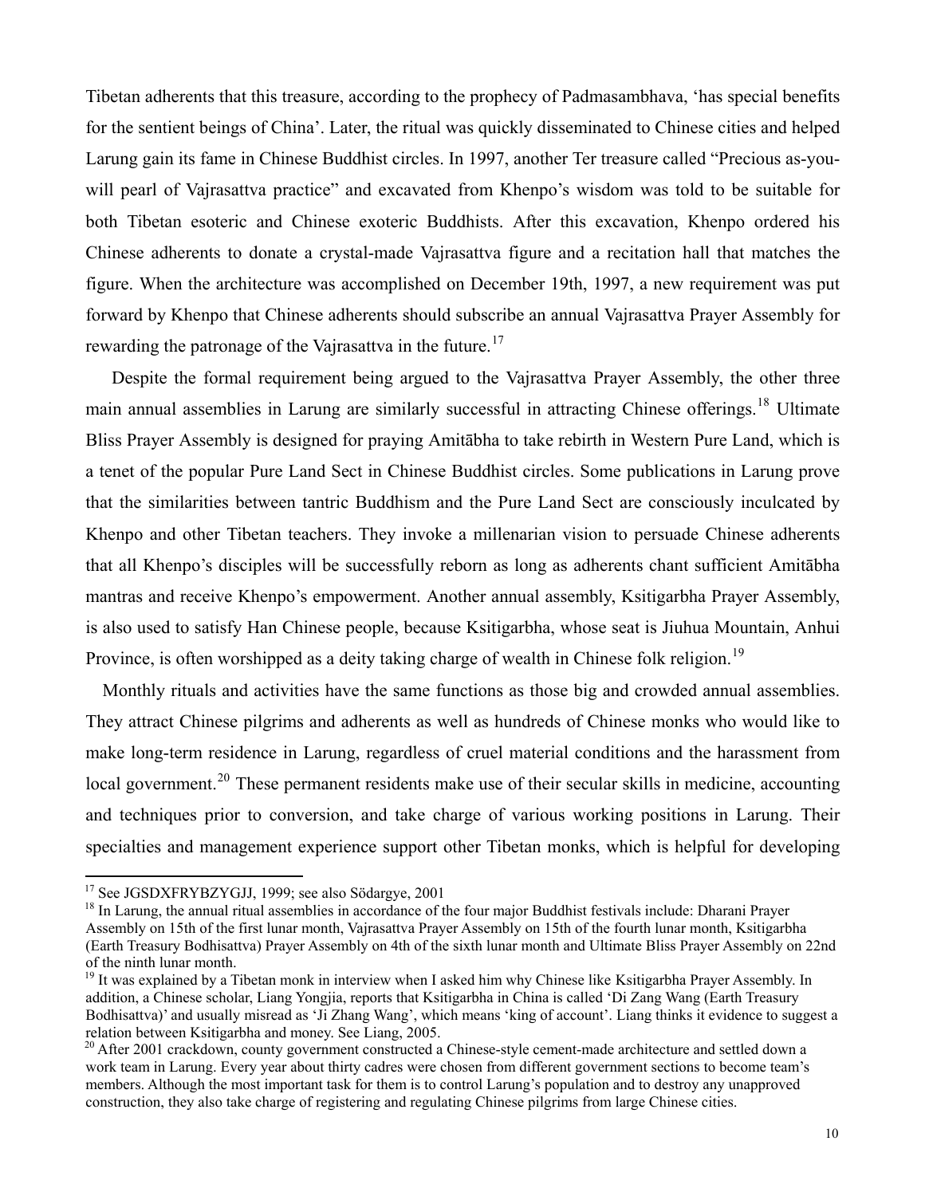Tibetan adherents that this treasure, according to the prophecy of Padmasambhava, 'has special benefits for the sentient beings of China'. Later, the ritual was quickly disseminated to Chinese cities and helped Larung gain its fame in Chinese Buddhist circles. In 1997, another Ter treasure called "Precious as-you-will pearl of Vajrasattva practice" and excavated from Khenpo's wisdom was told to be suitable for both Tibetan esoteric and Chinese exoteric Buddhists. After this excavation, Khenpo ordered his Chinese adherents to donate a crystal-made Vajrasattva figure and a recitation hall that matches the figure. When the architecture was accomplished on December 19th, 1997, a new requirement was put forward by Khenpo that Chinese adherents should subscribe an annual Vajrasattva Prayer Assembly for rewarding the patronage of the Vajrasattva in the future.[17]

Despite the formal requirement being argued to the Vajrasattva Prayer Assembly, the other three main annual assemblies in Larung are similarly successful in attracting Chinese offerings.[18] Ultimate Bliss Prayer Assembly is designed for praying Amitābha to take rebirth in Western Pure Land, which is a tenet of the popular Pure Land Sect in Chinese Buddhist circles. Some publications in Larung prove that the similarities between tantric Buddhism and the Pure Land Sect are consciously inculcated by Khenpo and other Tibetan teachers. They invoke a millenarian vision to persuade Chinese adherents that all Khenpo's disciples will be successfully reborn as long as adherents chant sufficient Amitābha mantras and receive Khenpo's empowerment. Another annual assembly, Ksitigarbha Prayer Assembly, is also used to satisfy Han Chinese people, because Ksitigarbha, whose seat is Jiuhua Mountain, Anhui Province, is often worshipped as a deity taking charge of wealth in Chinese folk religion.[19]

Monthly rituals and activities have the same functions as those big and crowded annual assemblies. They attract Chinese pilgrims and adherents as well as hundreds of Chinese monks who would like to make long-term residence in Larung, regardless of cruel material conditions and the harassment from local government.[20] These permanent residents make use of their secular skills in medicine, accounting and techniques prior to conversion, and take charge of various working positions in Larung. Their specialties and management experience support other Tibetan monks, which is helpful for developing

---

[17] See JGSDXFRYBZYGJJ, 1999; see also Södargye, 2001

[18] In Larung, the annual ritual assemblies in accordance of the four major Buddhist festivals include: Dharani Prayer Assembly on 15th of the first lunar month, Vajrasattva Prayer Assembly on 15th of the fourth lunar month, Ksitigarbha (Earth Treasury Bodhisattva) Prayer Assembly on 4th of the sixth lunar month and Ultimate Bliss Prayer Assembly on 22nd of the ninth lunar month.

[19] It was explained by a Tibetan monk in interview when I asked him why Chinese like Ksitigarbha Prayer Assembly. In addition, a Chinese scholar, Liang Yongjia, reports that Ksitigarbha in China is called 'Di Zang Wang (Earth Treasury Bodhisattva)' and usually misread as 'Ji Zhang Wang', which means 'king of account'. Liang thinks it evidence to suggest a relation between Ksitigarbha and money. See Liang, 2005.

[20] After 2001 crackdown, county government constructed a Chinese-style cement-made architecture and settled down a work team in Larung. Every year about thirty cadres were chosen from different government sections to become team's members. Although the most important task for them is to control Larung's population and to destroy any unapproved construction, they also take charge of registering and regulating Chinese pilgrims from large Chinese cities.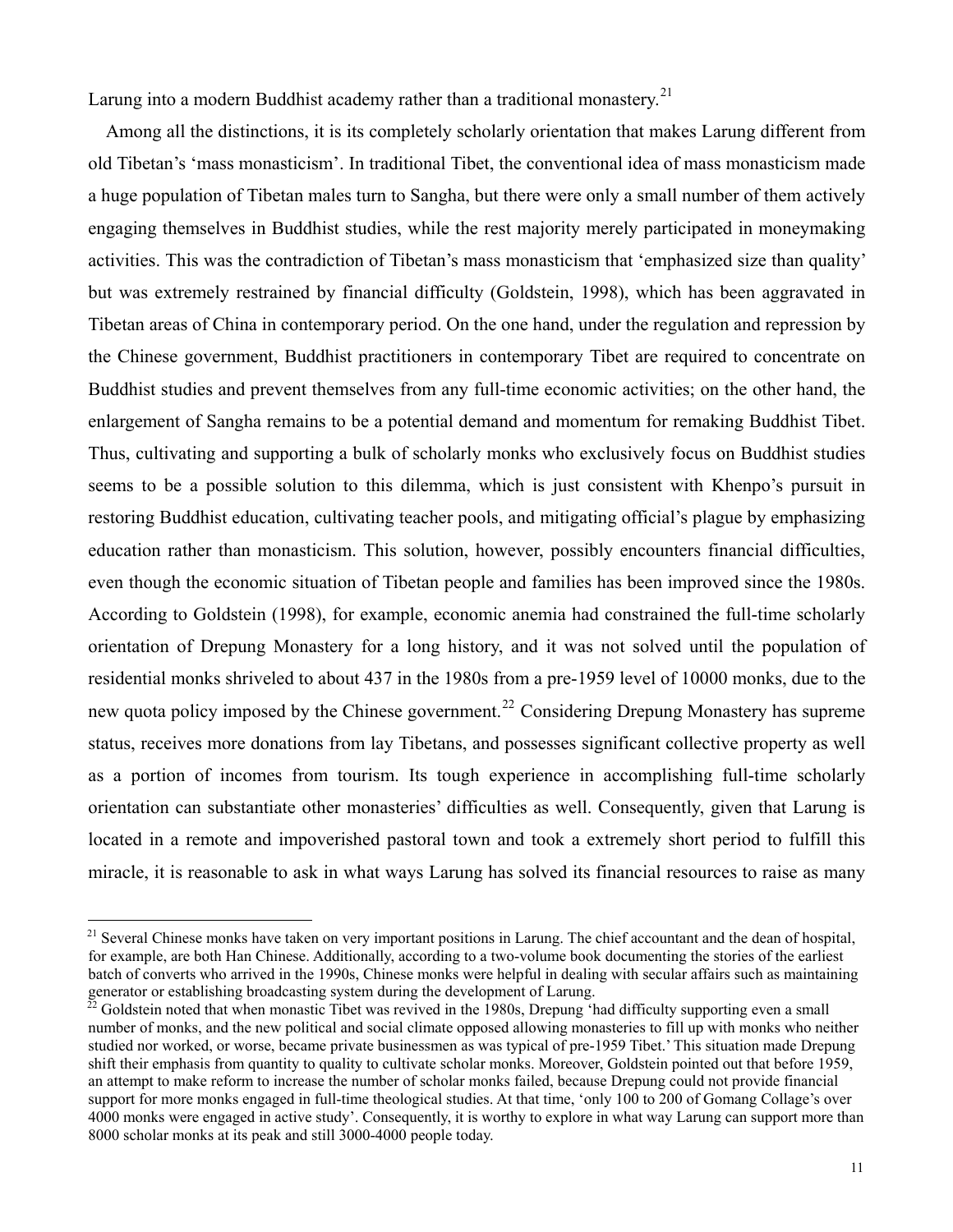Larung into a modern Buddhist academy rather than a traditional monastery.[21]

Among all the distinctions, it is its completely scholarly orientation that makes Larung different from old Tibetan's 'mass monasticism'. In traditional Tibet, the conventional idea of mass monasticism made a huge population of Tibetan males turn to Sangha, but there were only a small number of them actively engaging themselves in Buddhist studies, while the rest majority merely participated in moneymaking activities. This was the contradiction of Tibetan's mass monasticism that 'emphasized size than quality' but was extremely restrained by financial difficulty (Goldstein, 1998), which has been aggravated in Tibetan areas of China in contemporary period. On the one hand, under the regulation and repression by the Chinese government, Buddhist practitioners in contemporary Tibet are required to concentrate on Buddhist studies and prevent themselves from any full-time economic activities; on the other hand, the enlargement of Sangha remains to be a potential demand and momentum for remaking Buddhist Tibet. Thus, cultivating and supporting a bulk of scholarly monks who exclusively focus on Buddhist studies seems to be a possible solution to this dilemma, which is just consistent with Khenpo's pursuit in restoring Buddhist education, cultivating teacher pools, and mitigating official's plague by emphasizing education rather than monasticism. This solution, however, possibly encounters financial difficulties, even though the economic situation of Tibetan people and families has been improved since the 1980s. According to Goldstein (1998), for example, economic anemia had constrained the full-time scholarly orientation of Drepung Monastery for a long history, and it was not solved until the population of residential monks shriveled to about 437 in the 1980s from a pre-1959 level of 10000 monks, due to the new quota policy imposed by the Chinese government.[22] Considering Drepung Monastery has supreme status, receives more donations from lay Tibetans, and possesses significant collective property as well as a portion of incomes from tourism. Its tough experience in accomplishing full-time scholarly orientation can substantiate other monasteries' difficulties as well. Consequently, given that Larung is located in a remote and impoverished pastoral town and took a extremely short period to fulfill this miracle, it is reasonable to ask in what ways Larung has solved its financial resources to raise as many

---

[21] Several Chinese monks have taken on very important positions in Larung. The chief accountant and the dean of hospital, for example, are both Han Chinese. Additionally, according to a two-volume book documenting the stories of the earliest batch of converts who arrived in the 1990s, Chinese monks were helpful in dealing with secular affairs such as maintaining generator or establishing broadcasting system during the development of Larung.

[22] Goldstein noted that when monastic Tibet was revived in the 1980s, Drepung 'had difficulty supporting even a small number of monks, and the new political and social climate opposed allowing monasteries to fill up with monks who neither studied nor worked, or worse, became private businessmen as was typical of pre-1959 Tibet.' This situation made Drepung shift their emphasis from quantity to quality to cultivate scholar monks. Moreover, Goldstein pointed out that before 1959, an attempt to make reform to increase the number of scholar monks failed, because Drepung could not provide financial support for more monks engaged in full-time theological studies. At that time, 'only 100 to 200 of Gomang Collage's over 4000 monks were engaged in active study'. Consequently, it is worthy to explore in what way Larung can support more than 8000 scholar monks at its peak and still 3000-4000 people today.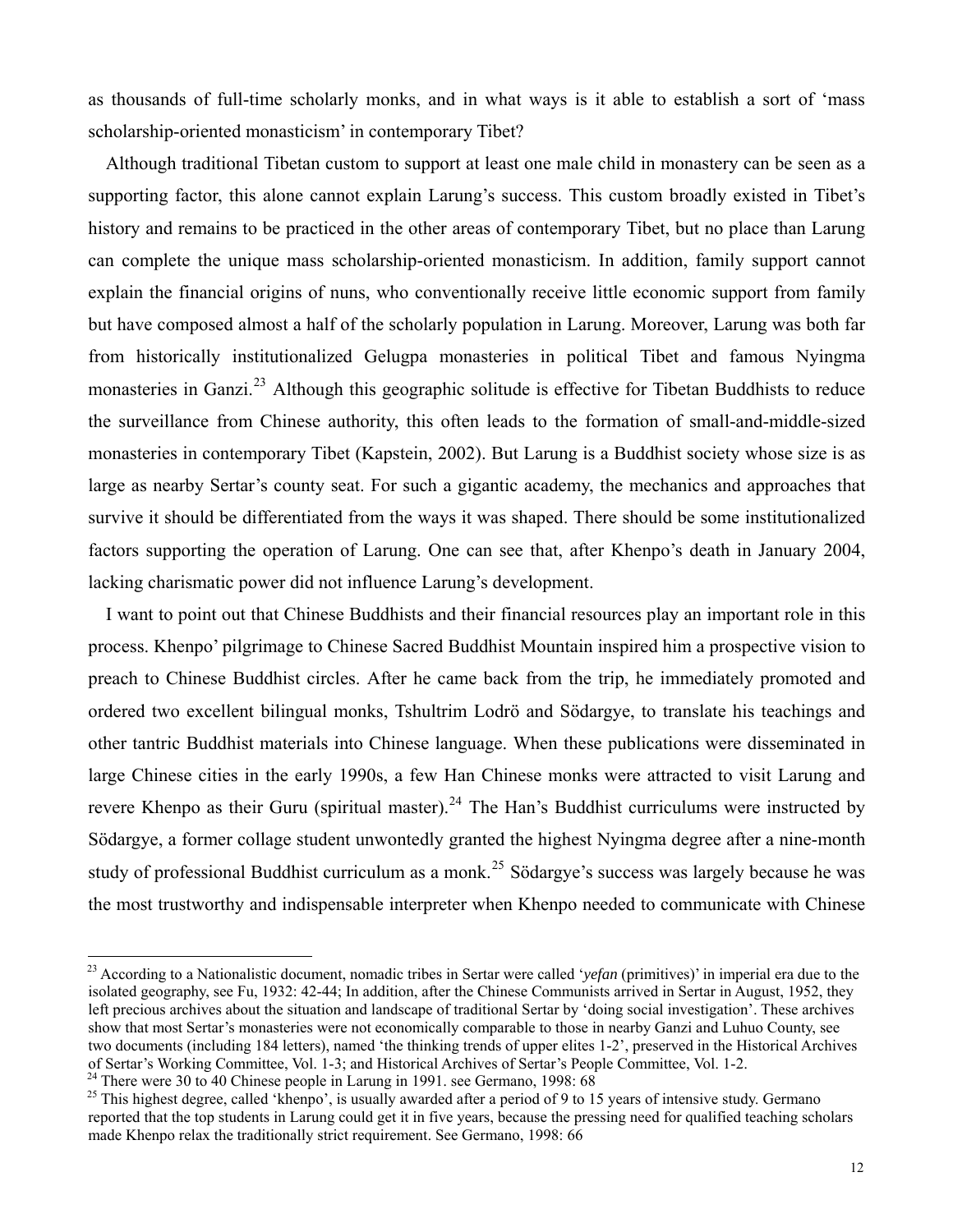as thousands of full-time scholarly monks, and in what ways is it able to establish a sort of 'mass scholarship-oriented monasticism' in contemporary Tibet?

Although traditional Tibetan custom to support at least one male child in monastery can be seen as a supporting factor, this alone cannot explain Larung's success. This custom broadly existed in Tibet's history and remains to be practiced in the other areas of contemporary Tibet, but no place than Larung can complete the unique mass scholarship-oriented monasticism. In addition, family support cannot explain the financial origins of nuns, who conventionally receive little economic support from family but have composed almost a half of the scholarly population in Larung. Moreover, Larung was both far from historically institutionalized Gelugpa monasteries in political Tibet and famous Nyingma monasteries in Ganzi.[23] Although this geographic solitude is effective for Tibetan Buddhists to reduce the surveillance from Chinese authority, this often leads to the formation of small-and-middle-sized monasteries in contemporary Tibet (Kapstein, 2002). But Larung is a Buddhist society whose size is as large as nearby Sertar's county seat. For such a gigantic academy, the mechanics and approaches that survive it should be differentiated from the ways it was shaped. There should be some institutionalized factors supporting the operation of Larung. One can see that, after Khenpo's death in January 2004, lacking charismatic power did not influence Larung's development.

I want to point out that Chinese Buddhists and their financial resources play an important role in this process. Khenpo' pilgrimage to Chinese Sacred Buddhist Mountain inspired him a prospective vision to preach to Chinese Buddhist circles. After he came back from the trip, he immediately promoted and ordered two excellent bilingual monks, Tshultrim Lodrö and Södargye, to translate his teachings and other tantric Buddhist materials into Chinese language. When these publications were disseminated in large Chinese cities in the early 1990s, a few Han Chinese monks were attracted to visit Larung and revere Khenpo as their Guru (spiritual master).[24] The Han's Buddhist curriculums were instructed by Södargye, a former collage student unwontedly granted the highest Nyingma degree after a nine-month study of professional Buddhist curriculum as a monk.[25] Södargye's success was largely because he was the most trustworthy and indispensable interpreter when Khenpo needed to communicate with Chinese

---

[23] According to a Nationalistic document, nomadic tribes in Sertar were called '*yefan* (primitives)' in imperial era due to the isolated geography, see Fu, 1932: 42-44; In addition, after the Chinese Communists arrived in Sertar in August, 1952, they left precious archives about the situation and landscape of traditional Sertar by 'doing social investigation'. These archives show that most Sertar's monasteries were not economically comparable to those in nearby Ganzi and Luhuo County, see two documents (including 184 letters), named 'the thinking trends of upper elites 1-2', preserved in the Historical Archives of Sertar's Working Committee, Vol. 1-3; and Historical Archives of Sertar's People Committee, Vol. 1-2.

[24] There were 30 to 40 Chinese people in Larung in 1991. see Germano, 1998: 68

[25] This highest degree, called 'khenpo', is usually awarded after a period of 9 to 15 years of intensive study. Germano reported that the top students in Larung could get it in five years, because the pressing need for qualified teaching scholars made Khenpo relax the traditionally strict requirement. See Germano, 1998: 66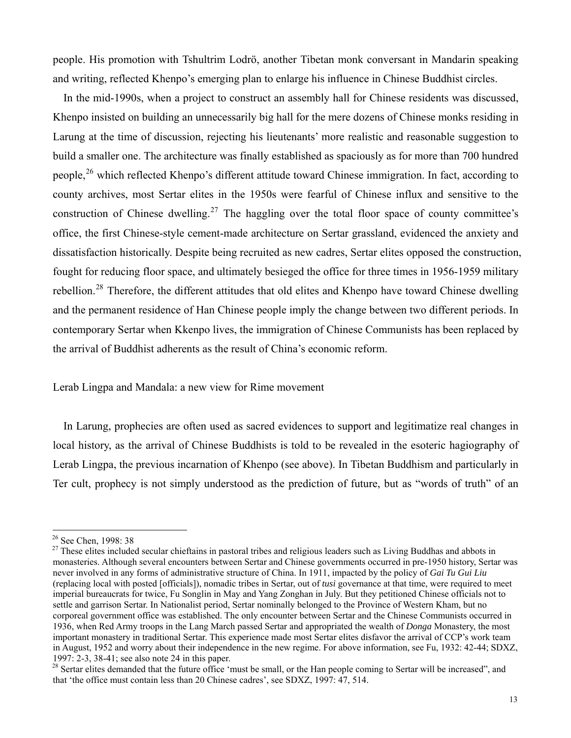people. His promotion with Tshultrim Lodrö, another Tibetan monk conversant in Mandarin speaking and writing, reflected Khenpo's emerging plan to enlarge his influence in Chinese Buddhist circles.

In the mid-1990s, when a project to construct an assembly hall for Chinese residents was discussed, Khenpo insisted on building an unnecessarily big hall for the mere dozens of Chinese monks residing in Larung at the time of discussion, rejecting his lieutenants' more realistic and reasonable suggestion to build a smaller one. The architecture was finally established as spaciously as for more than 700 hundred people,[26] which reflected Khenpo's different attitude toward Chinese immigration. In fact, according to county archives, most Sertar elites in the 1950s were fearful of Chinese influx and sensitive to the construction of Chinese dwelling.[27] The haggling over the total floor space of county committee's office, the first Chinese-style cement-made architecture on Sertar grassland, evidenced the anxiety and dissatisfaction historically. Despite being recruited as new cadres, Sertar elites opposed the construction, fought for reducing floor space, and ultimately besieged the office for three times in 1956-1959 military rebellion.[28] Therefore, the different attitudes that old elites and Khenpo have toward Chinese dwelling and the permanent residence of Han Chinese people imply the change between two different periods. In contemporary Sertar when Kkenpo lives, the immigration of Chinese Communists has been replaced by the arrival of Buddhist adherents as the result of China's economic reform.

## Lerab Lingpa and Mandala: a new view for Rime movement

In Larung, prophecies are often used as sacred evidences to support and legitimatize real changes in local history, as the arrival of Chinese Buddhists is told to be revealed in the esoteric hagiography of Lerab Lingpa, the previous incarnation of Khenpo (see above). In Tibetan Buddhism and particularly in Ter cult, prophecy is not simply understood as the prediction of future, but as "words of truth" of an

---

[26] See Chen, 1998: 38

[27] These elites included secular chieftains in pastoral tribes and religious leaders such as Living Buddhas and abbots in monasteries. Although several encounters between Sertar and Chinese governments occurred in pre-1950 history, Sertar was never involved in any forms of administrative structure of China. In 1911, impacted by the policy of *Gai Tu Gui Liu* (replacing local with posted [officials]), nomadic tribes in Sertar, out of *tusi* governance at that time, were required to meet imperial bureaucrats for twice, Fu Songlin in May and Yang Zonghan in July. But they petitioned Chinese officials not to settle and garrison Sertar. In Nationalist period, Sertar nominally belonged to the Province of Western Kham, but no corporeal government office was established. The only encounter between Sertar and the Chinese Communists occurred in 1936, when Red Army troops in the Lang March passed Sertar and appropriated the wealth of *Donga* Monastery, the most important monastery in traditional Sertar. This experience made most Sertar elites disfavor the arrival of CCP's work team in August, 1952 and worry about their independence in the new regime. For above information, see Fu, 1932: 42-44; SDXZ, 1997: 2-3, 38-41; see also note 24 in this paper.

[28] Sertar elites demanded that the future office 'must be small, or the Han people coming to Sertar will be increased", and that 'the office must contain less than 20 Chinese cadres', see SDXZ, 1997: 47, 514.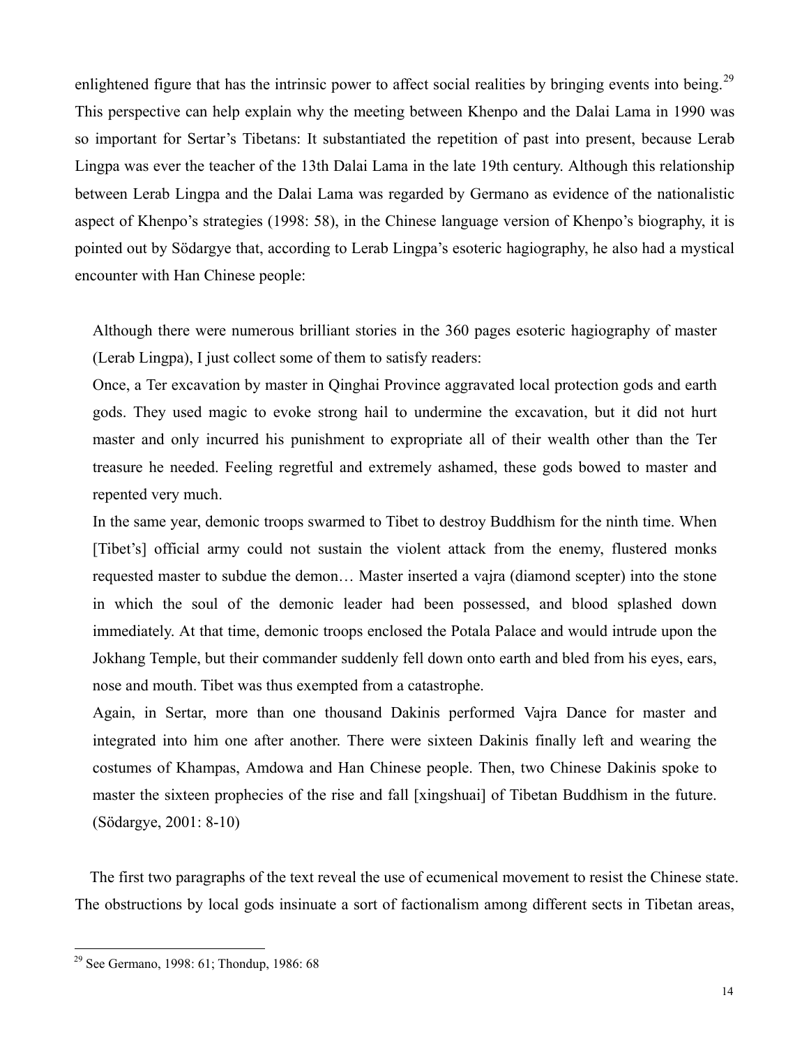enlightened figure that has the intrinsic power to affect social realities by bringing events into being.[29] This perspective can help explain why the meeting between Khenpo and the Dalai Lama in 1990 was so important for Sertar's Tibetans: It substantiated the repetition of past into present, because Lerab Lingpa was ever the teacher of the 13th Dalai Lama in the late 19th century. Although this relationship between Lerab Lingpa and the Dalai Lama was regarded by Germano as evidence of the nationalistic aspect of Khenpo's strategies (1998: 58), in the Chinese language version of Khenpo's biography, it is pointed out by Södargye that, according to Lerab Lingpa's esoteric hagiography, he also had a mystical encounter with Han Chinese people:

> Although there were numerous brilliant stories in the 360 pages esoteric hagiography of master (Lerab Lingpa), I just collect some of them to satisfy readers:
>
> Once, a Ter excavation by master in Qinghai Province aggravated local protection gods and earth gods. They used magic to evoke strong hail to undermine the excavation, but it did not hurt master and only incurred his punishment to expropriate all of their wealth other than the Ter treasure he needed. Feeling regretful and extremely ashamed, these gods bowed to master and repented very much.
>
> In the same year, demonic troops swarmed to Tibet to destroy Buddhism for the ninth time. When [Tibet's] official army could not sustain the violent attack from the enemy, flustered monks requested master to subdue the demon… Master inserted a vajra (diamond scepter) into the stone in which the soul of the demonic leader had been possessed, and blood splashed down immediately. At that time, demonic troops enclosed the Potala Palace and would intrude upon the Jokhang Temple, but their commander suddenly fell down onto earth and bled from his eyes, ears, nose and mouth. Tibet was thus exempted from a catastrophe.
>
> Again, in Sertar, more than one thousand Dakinis performed Vajra Dance for master and integrated into him one after another. There were sixteen Dakinis finally left and wearing the costumes of Khampas, Amdowa and Han Chinese people. Then, two Chinese Dakinis spoke to master the sixteen prophecies of the rise and fall [xingshuai] of Tibetan Buddhism in the future. (Södargye, 2001: 8-10)

The first two paragraphs of the text reveal the use of ecumenical movement to resist the Chinese state. The obstructions by local gods insinuate a sort of factionalism among different sects in Tibetan areas,

---

[29] See Germano, 1998: 61; Thondup, 1986: 68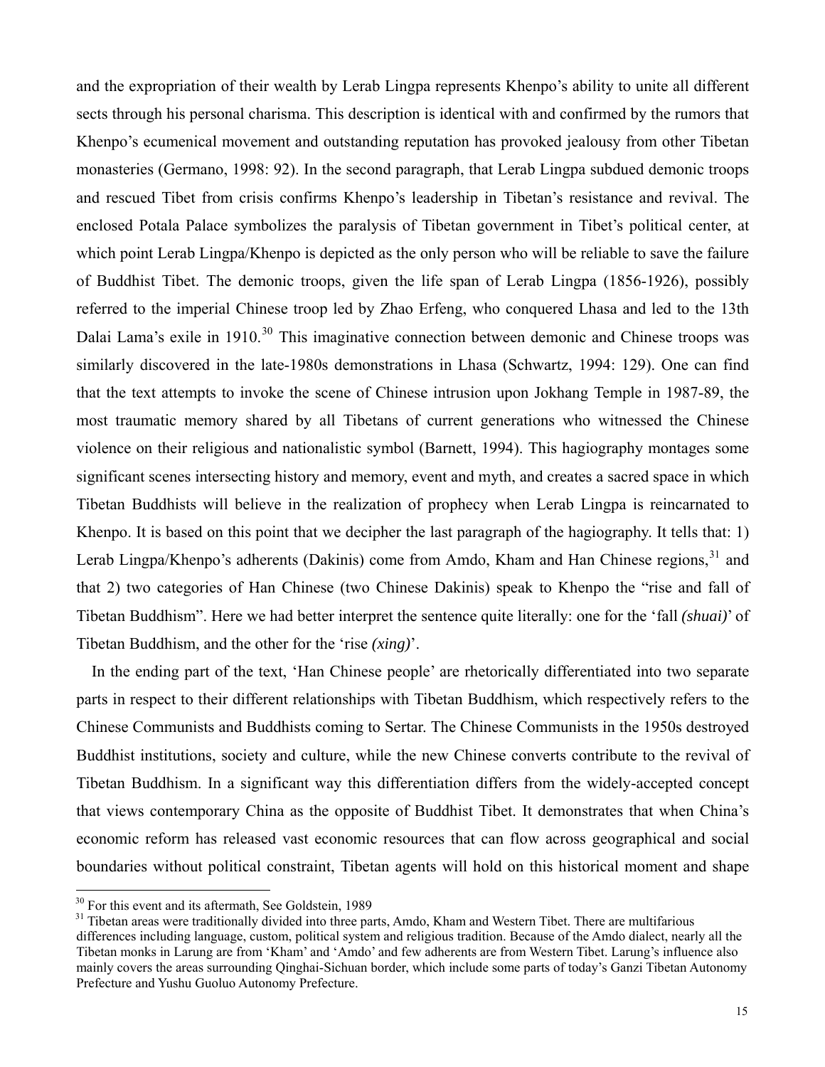and the expropriation of their wealth by Lerab Lingpa represents Khenpo's ability to unite all different sects through his personal charisma. This description is identical with and confirmed by the rumors that Khenpo's ecumenical movement and outstanding reputation has provoked jealousy from other Tibetan monasteries (Germano, 1998: 92). In the second paragraph, that Lerab Lingpa subdued demonic troops and rescued Tibet from crisis confirms Khenpo's leadership in Tibetan's resistance and revival. The enclosed Potala Palace symbolizes the paralysis of Tibetan government in Tibet's political center, at which point Lerab Lingpa/Khenpo is depicted as the only person who will be reliable to save the failure of Buddhist Tibet. The demonic troops, given the life span of Lerab Lingpa (1856-1926), possibly referred to the imperial Chinese troop led by Zhao Erfeng, who conquered Lhasa and led to the 13th Dalai Lama's exile in 1910.[30] This imaginative connection between demonic and Chinese troops was similarly discovered in the late-1980s demonstrations in Lhasa (Schwartz, 1994: 129). One can find that the text attempts to invoke the scene of Chinese intrusion upon Jokhang Temple in 1987-89, the most traumatic memory shared by all Tibetans of current generations who witnessed the Chinese violence on their religious and nationalistic symbol (Barnett, 1994). This hagiography montages some significant scenes intersecting history and memory, event and myth, and creates a sacred space in which Tibetan Buddhists will believe in the realization of prophecy when Lerab Lingpa is reincarnated to Khenpo. It is based on this point that we decipher the last paragraph of the hagiography. It tells that: 1) Lerab Lingpa/Khenpo's adherents (Dakinis) come from Amdo, Kham and Han Chinese regions,[31] and that 2) two categories of Han Chinese (two Chinese Dakinis) speak to Khenpo the "rise and fall of Tibetan Buddhism". Here we had better interpret the sentence quite literally: one for the 'fall *(shuai)*' of Tibetan Buddhism, and the other for the 'rise *(xing)*'.

In the ending part of the text, 'Han Chinese people' are rhetorically differentiated into two separate parts in respect to their different relationships with Tibetan Buddhism, which respectively refers to the Chinese Communists and Buddhists coming to Sertar. The Chinese Communists in the 1950s destroyed Buddhist institutions, society and culture, while the new Chinese converts contribute to the revival of Tibetan Buddhism. In a significant way this differentiation differs from the widely-accepted concept that views contemporary China as the opposite of Buddhist Tibet. It demonstrates that when China's economic reform has released vast economic resources that can flow across geographical and social boundaries without political constraint, Tibetan agents will hold on this historical moment and shape

---

[30] For this event and its aftermath, See Goldstein, 1989

[31] Tibetan areas were traditionally divided into three parts, Amdo, Kham and Western Tibet. There are multifarious differences including language, custom, political system and religious tradition. Because of the Amdo dialect, nearly all the Tibetan monks in Larung are from 'Kham' and 'Amdo' and few adherents are from Western Tibet. Larung's influence also mainly covers the areas surrounding Qinghai-Sichuan border, which include some parts of today's Ganzi Tibetan Autonomy Prefecture and Yushu Guoluo Autonomy Prefecture.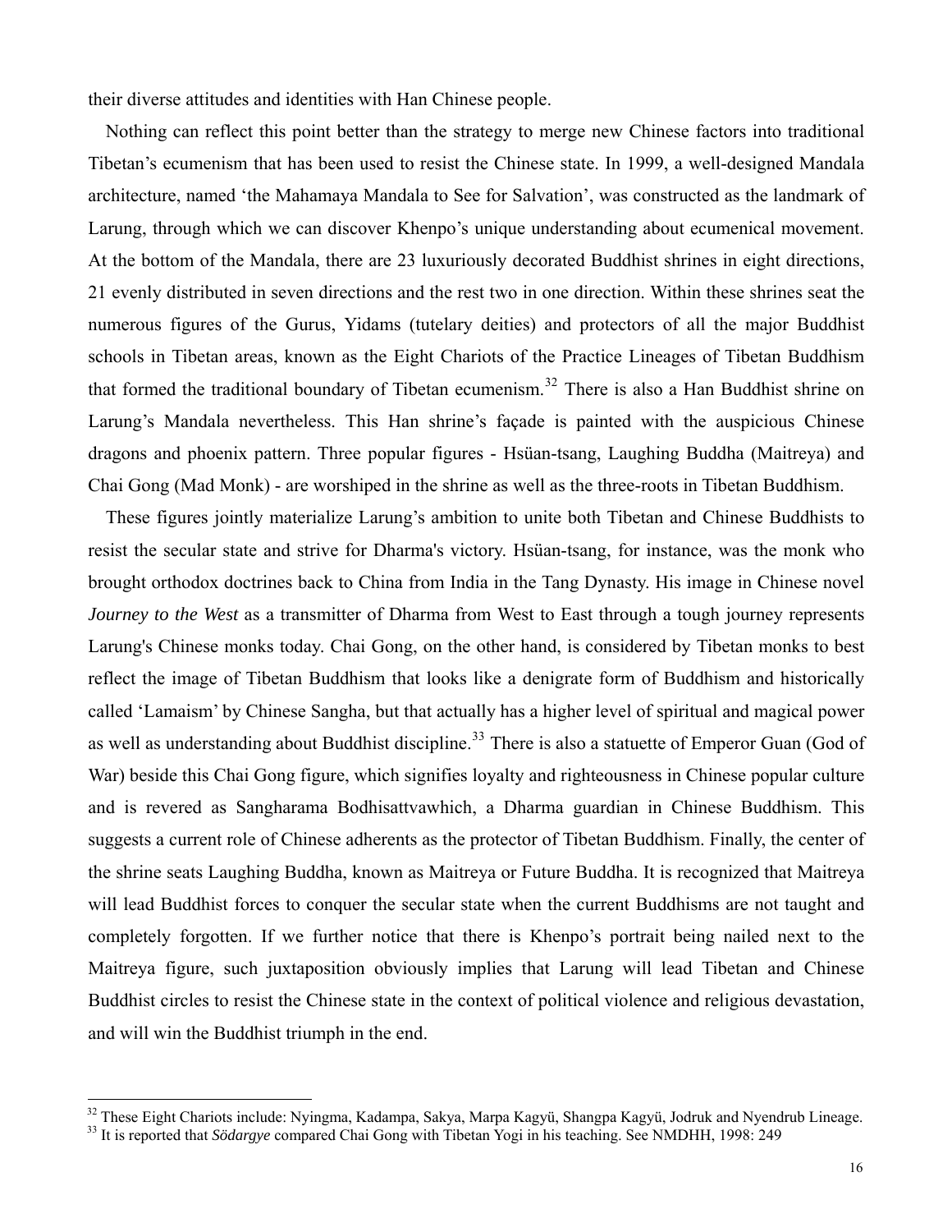their diverse attitudes and identities with Han Chinese people.

Nothing can reflect this point better than the strategy to merge new Chinese factors into traditional Tibetan's ecumenism that has been used to resist the Chinese state. In 1999, a well-designed Mandala architecture, named 'the Mahamaya Mandala to See for Salvation', was constructed as the landmark of Larung, through which we can discover Khenpo's unique understanding about ecumenical movement. At the bottom of the Mandala, there are 23 luxuriously decorated Buddhist shrines in eight directions, 21 evenly distributed in seven directions and the rest two in one direction. Within these shrines seat the numerous figures of the Gurus, Yidams (tutelary deities) and protectors of all the major Buddhist schools in Tibetan areas, known as the Eight Chariots of the Practice Lineages of Tibetan Buddhism that formed the traditional boundary of Tibetan ecumenism.[32] There is also a Han Buddhist shrine on Larung's Mandala nevertheless. This Han shrine's façade is painted with the auspicious Chinese dragons and phoenix pattern. Three popular figures - Hsüan-tsang, Laughing Buddha (Maitreya) and Chai Gong (Mad Monk) - are worshiped in the shrine as well as the three-roots in Tibetan Buddhism.

These figures jointly materialize Larung's ambition to unite both Tibetan and Chinese Buddhists to resist the secular state and strive for Dharma's victory. Hsüan-tsang, for instance, was the monk who brought orthodox doctrines back to China from India in the Tang Dynasty. His image in Chinese novel *Journey to the West* as a transmitter of Dharma from West to East through a tough journey represents Larung's Chinese monks today. Chai Gong, on the other hand, is considered by Tibetan monks to best reflect the image of Tibetan Buddhism that looks like a denigrate form of Buddhism and historically called 'Lamaism' by Chinese Sangha, but that actually has a higher level of spiritual and magical power as well as understanding about Buddhist discipline.[33] There is also a statuette of Emperor Guan (God of War) beside this Chai Gong figure, which signifies loyalty and righteousness in Chinese popular culture and is revered as Sangharama Bodhisattvawhich, a Dharma guardian in Chinese Buddhism. This suggests a current role of Chinese adherents as the protector of Tibetan Buddhism. Finally, the center of the shrine seats Laughing Buddha, known as Maitreya or Future Buddha. It is recognized that Maitreya will lead Buddhist forces to conquer the secular state when the current Buddhisms are not taught and completely forgotten. If we further notice that there is Khenpo's portrait being nailed next to the Maitreya figure, such juxtaposition obviously implies that Larung will lead Tibetan and Chinese Buddhist circles to resist the Chinese state in the context of political violence and religious devastation, and will win the Buddhist triumph in the end.

---

[32] These Eight Chariots include: Nyingma, Kadampa, Sakya, Marpa Kagyü, Shangpa Kagyü, Jodruk and Nyendrub Lineage.

[33] It is reported that *Södargye* compared Chai Gong with Tibetan Yogi in his teaching. See NMDHH, 1998: 249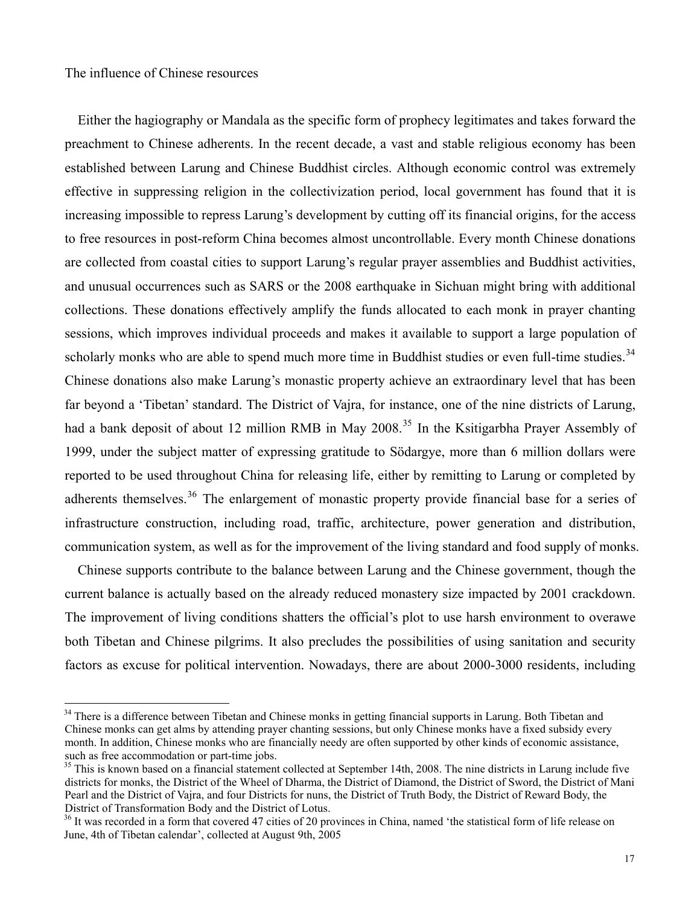The influence of Chinese resources

Either the hagiography or Mandala as the specific form of prophecy legitimates and takes forward the preachment to Chinese adherents. In the recent decade, a vast and stable religious economy has been established between Larung and Chinese Buddhist circles. Although economic control was extremely effective in suppressing religion in the collectivization period, local government has found that it is increasing impossible to repress Larung's development by cutting off its financial origins, for the access to free resources in post-reform China becomes almost uncontrollable. Every month Chinese donations are collected from coastal cities to support Larung's regular prayer assemblies and Buddhist activities, and unusual occurrences such as SARS or the 2008 earthquake in Sichuan might bring with additional collections. These donations effectively amplify the funds allocated to each monk in prayer chanting sessions, which improves individual proceeds and makes it available to support a large population of scholarly monks who are able to spend much more time in Buddhist studies or even full-time studies.[34] Chinese donations also make Larung's monastic property achieve an extraordinary level that has been far beyond a 'Tibetan' standard. The District of Vajra, for instance, one of the nine districts of Larung, had a bank deposit of about 12 million RMB in May 2008.[35] In the Ksitigarbha Prayer Assembly of 1999, under the subject matter of expressing gratitude to Södargye, more than 6 million dollars were reported to be used throughout China for releasing life, either by remitting to Larung or completed by adherents themselves.[36] The enlargement of monastic property provide financial base for a series of infrastructure construction, including road, traffic, architecture, power generation and distribution, communication system, as well as for the improvement of the living standard and food supply of monks.

Chinese supports contribute to the balance between Larung and the Chinese government, though the current balance is actually based on the already reduced monastery size impacted by 2001 crackdown. The improvement of living conditions shatters the official's plot to use harsh environment to overawe both Tibetan and Chinese pilgrims. It also precludes the possibilities of using sanitation and security factors as excuse for political intervention. Nowadays, there are about 2000-3000 residents, including

---

[34] There is a difference between Tibetan and Chinese monks in getting financial supports in Larung. Both Tibetan and Chinese monks can get alms by attending prayer chanting sessions, but only Chinese monks have a fixed subsidy every month. In addition, Chinese monks who are financially needy are often supported by other kinds of economic assistance, such as free accommodation or part-time jobs.

[35] This is known based on a financial statement collected at September 14th, 2008. The nine districts in Larung include five districts for monks, the District of the Wheel of Dharma, the District of Diamond, the District of Sword, the District of Mani Pearl and the District of Vajra, and four Districts for nuns, the District of Truth Body, the District of Reward Body, the District of Transformation Body and the District of Lotus.

[36] It was recorded in a form that covered 47 cities of 20 provinces in China, named 'the statistical form of life release on June, 4th of Tibetan calendar', collected at August 9th, 2005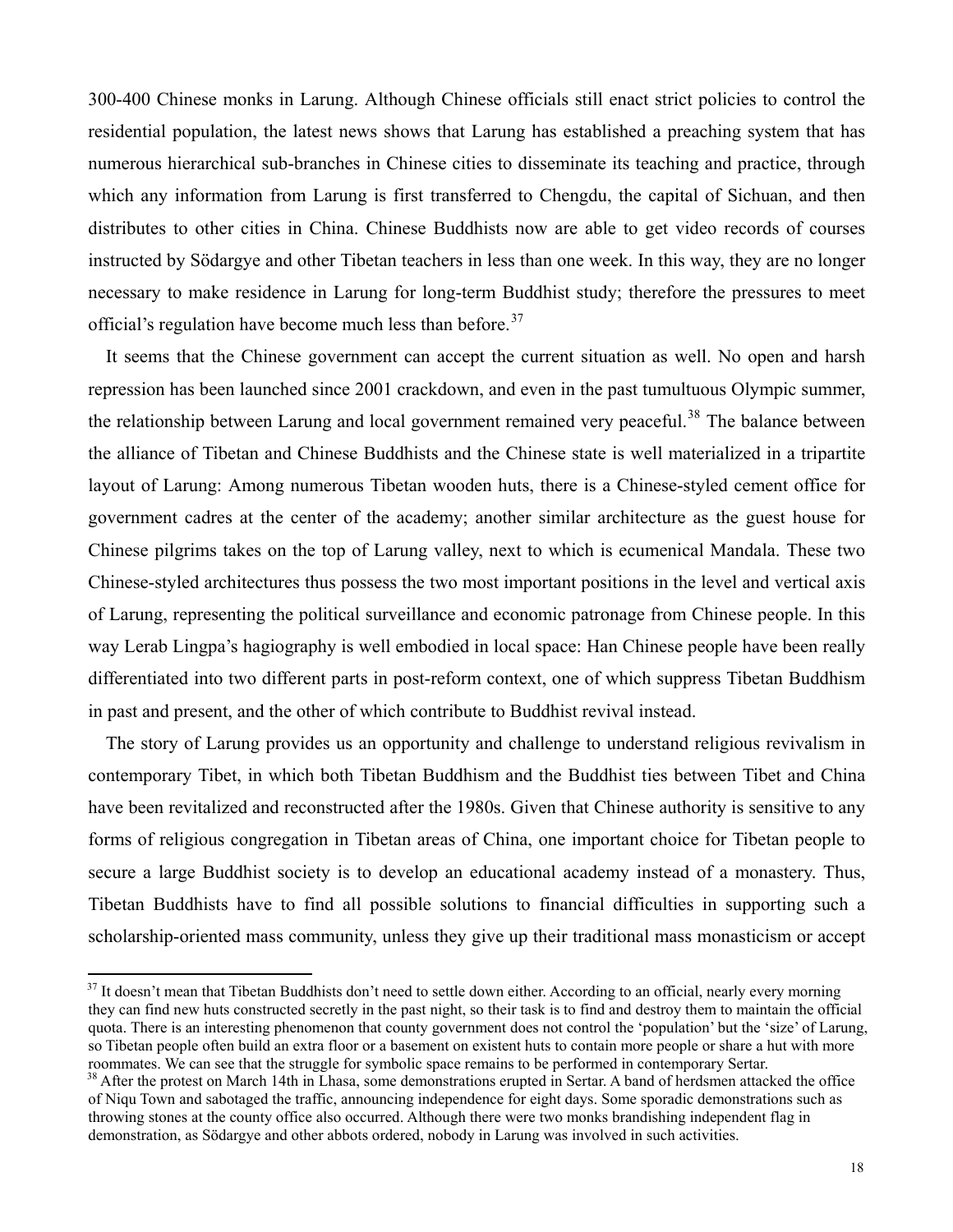300-400 Chinese monks in Larung. Although Chinese officials still enact strict policies to control the residential population, the latest news shows that Larung has established a preaching system that has numerous hierarchical sub-branches in Chinese cities to disseminate its teaching and practice, through which any information from Larung is first transferred to Chengdu, the capital of Sichuan, and then distributes to other cities in China. Chinese Buddhists now are able to get video records of courses instructed by Södargye and other Tibetan teachers in less than one week. In this way, they are no longer necessary to make residence in Larung for long-term Buddhist study; therefore the pressures to meet official's regulation have become much less than before.[37]

It seems that the Chinese government can accept the current situation as well. No open and harsh repression has been launched since 2001 crackdown, and even in the past tumultuous Olympic summer, the relationship between Larung and local government remained very peaceful.[38] The balance between the alliance of Tibetan and Chinese Buddhists and the Chinese state is well materialized in a tripartite layout of Larung: Among numerous Tibetan wooden huts, there is a Chinese-styled cement office for government cadres at the center of the academy; another similar architecture as the guest house for Chinese pilgrims takes on the top of Larung valley, next to which is ecumenical Mandala. These two Chinese-styled architectures thus possess the two most important positions in the level and vertical axis of Larung, representing the political surveillance and economic patronage from Chinese people. In this way Lerab Lingpa's hagiography is well embodied in local space: Han Chinese people have been really differentiated into two different parts in post-reform context, one of which suppress Tibetan Buddhism in past and present, and the other of which contribute to Buddhist revival instead.

The story of Larung provides us an opportunity and challenge to understand religious revivalism in contemporary Tibet, in which both Tibetan Buddhism and the Buddhist ties between Tibet and China have been revitalized and reconstructed after the 1980s. Given that Chinese authority is sensitive to any forms of religious congregation in Tibetan areas of China, one important choice for Tibetan people to secure a large Buddhist society is to develop an educational academy instead of a monastery. Thus, Tibetan Buddhists have to find all possible solutions to financial difficulties in supporting such a scholarship-oriented mass community, unless they give up their traditional mass monasticism or accept

---

[37] It doesn't mean that Tibetan Buddhists don't need to settle down either. According to an official, nearly every morning they can find new huts constructed secretly in the past night, so their task is to find and destroy them to maintain the official quota. There is an interesting phenomenon that county government does not control the 'population' but the 'size' of Larung, so Tibetan people often build an extra floor or a basement on existent huts to contain more people or share a hut with more roommates. We can see that the struggle for symbolic space remains to be performed in contemporary Sertar.

[38] After the protest on March 14th in Lhasa, some demonstrations erupted in Sertar. A band of herdsmen attacked the office of Niqu Town and sabotaged the traffic, announcing independence for eight days. Some sporadic demonstrations such as throwing stones at the county office also occurred. Although there were two monks brandishing independent flag in demonstration, as Södargye and other abbots ordered, nobody in Larung was involved in such activities.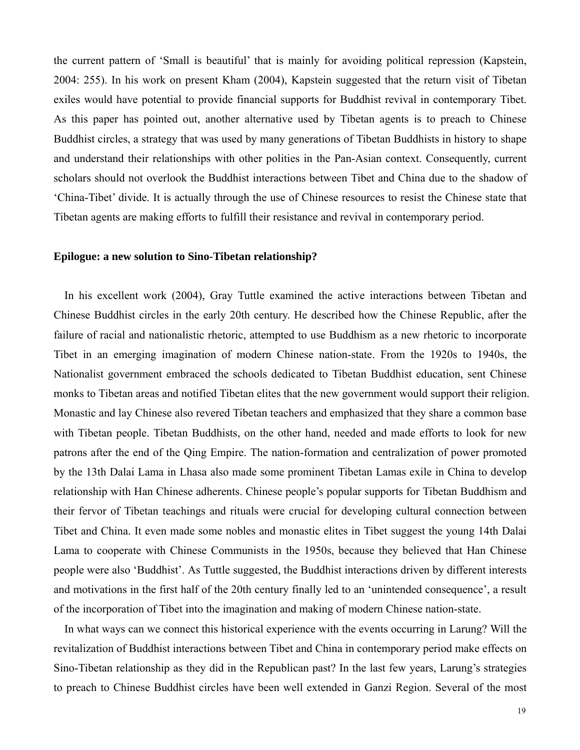the current pattern of 'Small is beautiful' that is mainly for avoiding political repression (Kapstein, 2004: 255). In his work on present Kham (2004), Kapstein suggested that the return visit of Tibetan exiles would have potential to provide financial supports for Buddhist revival in contemporary Tibet. As this paper has pointed out, another alternative used by Tibetan agents is to preach to Chinese Buddhist circles, a strategy that was used by many generations of Tibetan Buddhists in history to shape and understand their relationships with other polities in the Pan-Asian context. Consequently, current scholars should not overlook the Buddhist interactions between Tibet and China due to the shadow of 'China-Tibet' divide. It is actually through the use of Chinese resources to resist the Chinese state that Tibetan agents are making efforts to fulfill their resistance and revival in contemporary period.

**Epilogue: a new solution to Sino-Tibetan relationship?**

In his excellent work (2004), Gray Tuttle examined the active interactions between Tibetan and Chinese Buddhist circles in the early 20th century. He described how the Chinese Republic, after the failure of racial and nationalistic rhetoric, attempted to use Buddhism as a new rhetoric to incorporate Tibet in an emerging imagination of modern Chinese nation-state. From the 1920s to 1940s, the Nationalist government embraced the schools dedicated to Tibetan Buddhist education, sent Chinese monks to Tibetan areas and notified Tibetan elites that the new government would support their religion. Monastic and lay Chinese also revered Tibetan teachers and emphasized that they share a common base with Tibetan people. Tibetan Buddhists, on the other hand, needed and made efforts to look for new patrons after the end of the Qing Empire. The nation-formation and centralization of power promoted by the 13th Dalai Lama in Lhasa also made some prominent Tibetan Lamas exile in China to develop relationship with Han Chinese adherents. Chinese people's popular supports for Tibetan Buddhism and their fervor of Tibetan teachings and rituals were crucial for developing cultural connection between Tibet and China. It even made some nobles and monastic elites in Tibet suggest the young 14th Dalai Lama to cooperate with Chinese Communists in the 1950s, because they believed that Han Chinese people were also 'Buddhist'. As Tuttle suggested, the Buddhist interactions driven by different interests and motivations in the first half of the 20th century finally led to an 'unintended consequence', a result of the incorporation of Tibet into the imagination and making of modern Chinese nation-state.

In what ways can we connect this historical experience with the events occurring in Larung? Will the revitalization of Buddhist interactions between Tibet and China in contemporary period make effects on Sino-Tibetan relationship as they did in the Republican past? In the last few years, Larung's strategies to preach to Chinese Buddhist circles have been well extended in Ganzi Region. Several of the most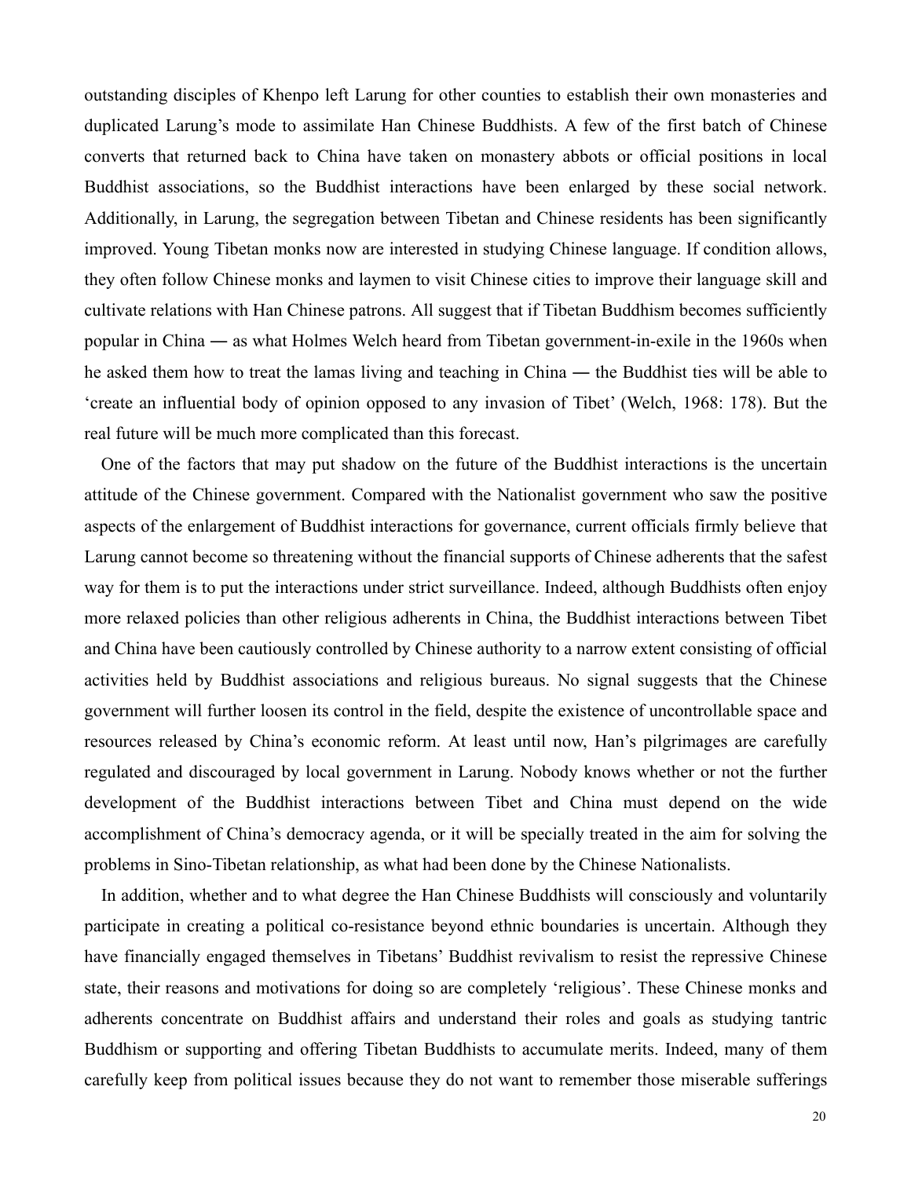outstanding disciples of Khenpo left Larung for other counties to establish their own monasteries and duplicated Larung's mode to assimilate Han Chinese Buddhists. A few of the first batch of Chinese converts that returned back to China have taken on monastery abbots or official positions in local Buddhist associations, so the Buddhist interactions have been enlarged by these social network. Additionally, in Larung, the segregation between Tibetan and Chinese residents has been significantly improved. Young Tibetan monks now are interested in studying Chinese language. If condition allows, they often follow Chinese monks and laymen to visit Chinese cities to improve their language skill and cultivate relations with Han Chinese patrons. All suggest that if Tibetan Buddhism becomes sufficiently popular in China ― as what Holmes Welch heard from Tibetan government-in-exile in the 1960s when he asked them how to treat the lamas living and teaching in China ― the Buddhist ties will be able to 'create an influential body of opinion opposed to any invasion of Tibet' (Welch, 1968: 178). But the real future will be much more complicated than this forecast.

One of the factors that may put shadow on the future of the Buddhist interactions is the uncertain attitude of the Chinese government. Compared with the Nationalist government who saw the positive aspects of the enlargement of Buddhist interactions for governance, current officials firmly believe that Larung cannot become so threatening without the financial supports of Chinese adherents that the safest way for them is to put the interactions under strict surveillance. Indeed, although Buddhists often enjoy more relaxed policies than other religious adherents in China, the Buddhist interactions between Tibet and China have been cautiously controlled by Chinese authority to a narrow extent consisting of official activities held by Buddhist associations and religious bureaus. No signal suggests that the Chinese government will further loosen its control in the field, despite the existence of uncontrollable space and resources released by China's economic reform. At least until now, Han's pilgrimages are carefully regulated and discouraged by local government in Larung. Nobody knows whether or not the further development of the Buddhist interactions between Tibet and China must depend on the wide accomplishment of China's democracy agenda, or it will be specially treated in the aim for solving the problems in Sino-Tibetan relationship, as what had been done by the Chinese Nationalists.

In addition, whether and to what degree the Han Chinese Buddhists will consciously and voluntarily participate in creating a political co-resistance beyond ethnic boundaries is uncertain. Although they have financially engaged themselves in Tibetans' Buddhist revivalism to resist the repressive Chinese state, their reasons and motivations for doing so are completely 'religious'. These Chinese monks and adherents concentrate on Buddhist affairs and understand their roles and goals as studying tantric Buddhism or supporting and offering Tibetan Buddhists to accumulate merits. Indeed, many of them carefully keep from political issues because they do not want to remember those miserable sufferings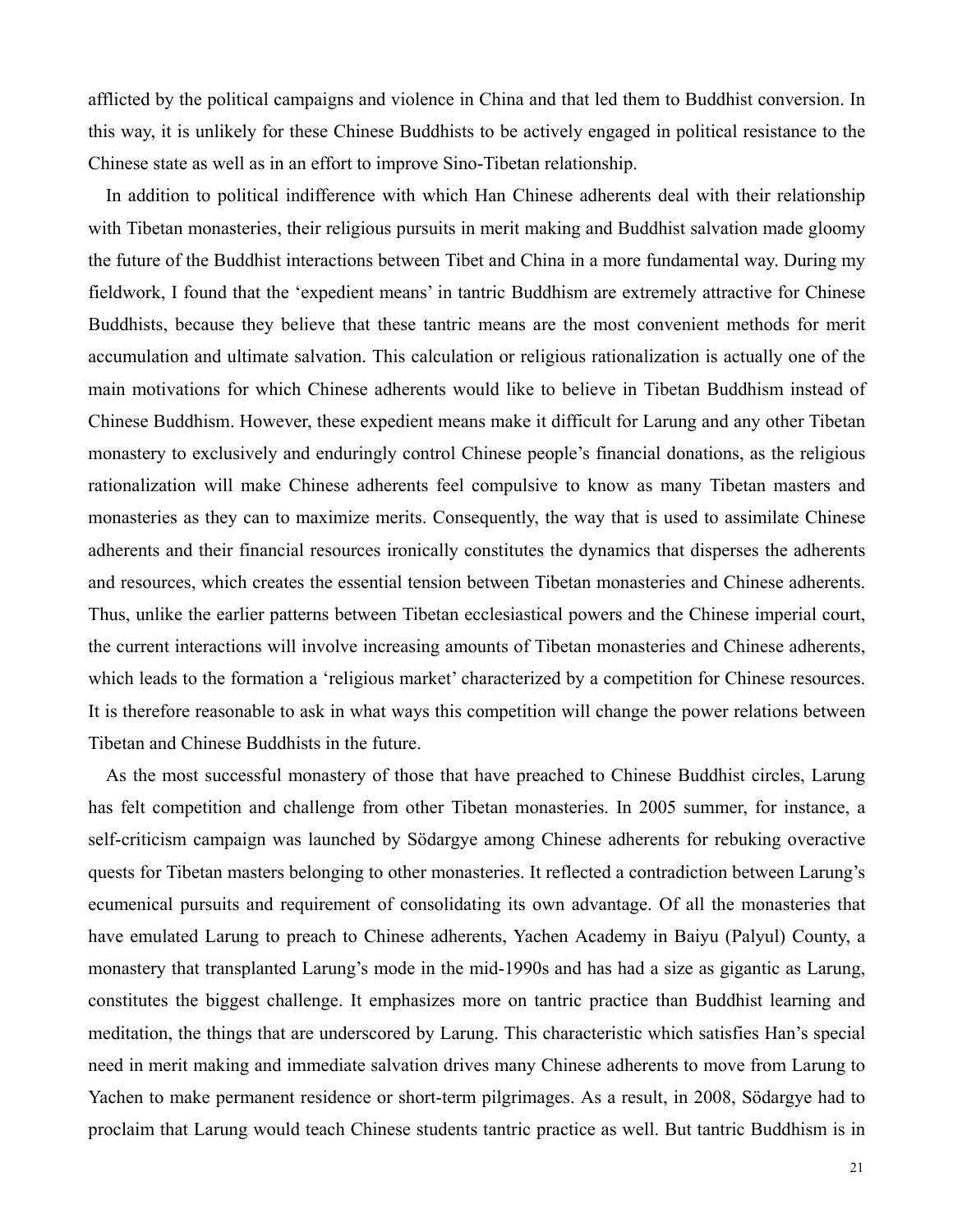afflicted by the political campaigns and violence in China and that led them to Buddhist conversion. In this way, it is unlikely for these Chinese Buddhists to be actively engaged in political resistance to the Chinese state as well as in an effort to improve Sino-Tibetan relationship.

In addition to political indifference with which Han Chinese adherents deal with their relationship with Tibetan monasteries, their religious pursuits in merit making and Buddhist salvation made gloomy the future of the Buddhist interactions between Tibet and China in a more fundamental way. During my fieldwork, I found that the 'expedient means' in tantric Buddhism are extremely attractive for Chinese Buddhists, because they believe that these tantric means are the most convenient methods for merit accumulation and ultimate salvation. This calculation or religious rationalization is actually one of the main motivations for which Chinese adherents would like to believe in Tibetan Buddhism instead of Chinese Buddhism. However, these expedient means make it difficult for Larung and any other Tibetan monastery to exclusively and enduringly control Chinese people's financial donations, as the religious rationalization will make Chinese adherents feel compulsive to know as many Tibetan masters and monasteries as they can to maximize merits. Consequently, the way that is used to assimilate Chinese adherents and their financial resources ironically constitutes the dynamics that disperses the adherents and resources, which creates the essential tension between Tibetan monasteries and Chinese adherents. Thus, unlike the earlier patterns between Tibetan ecclesiastical powers and the Chinese imperial court, the current interactions will involve increasing amounts of Tibetan monasteries and Chinese adherents, which leads to the formation a 'religious market' characterized by a competition for Chinese resources. It is therefore reasonable to ask in what ways this competition will change the power relations between Tibetan and Chinese Buddhists in the future.

As the most successful monastery of those that have preached to Chinese Buddhist circles, Larung has felt competition and challenge from other Tibetan monasteries. In 2005 summer, for instance, a self-criticism campaign was launched by Södargye among Chinese adherents for rebuking overactive quests for Tibetan masters belonging to other monasteries. It reflected a contradiction between Larung's ecumenical pursuits and requirement of consolidating its own advantage. Of all the monasteries that have emulated Larung to preach to Chinese adherents, Yachen Academy in Baiyu (Palyul) County, a monastery that transplanted Larung's mode in the mid-1990s and has had a size as gigantic as Larung, constitutes the biggest challenge. It emphasizes more on tantric practice than Buddhist learning and meditation, the things that are underscored by Larung. This characteristic which satisfies Han's special need in merit making and immediate salvation drives many Chinese adherents to move from Larung to Yachen to make permanent residence or short-term pilgrimages. As a result, in 2008, Södargye had to proclaim that Larung would teach Chinese students tantric practice as well. But tantric Buddhism is in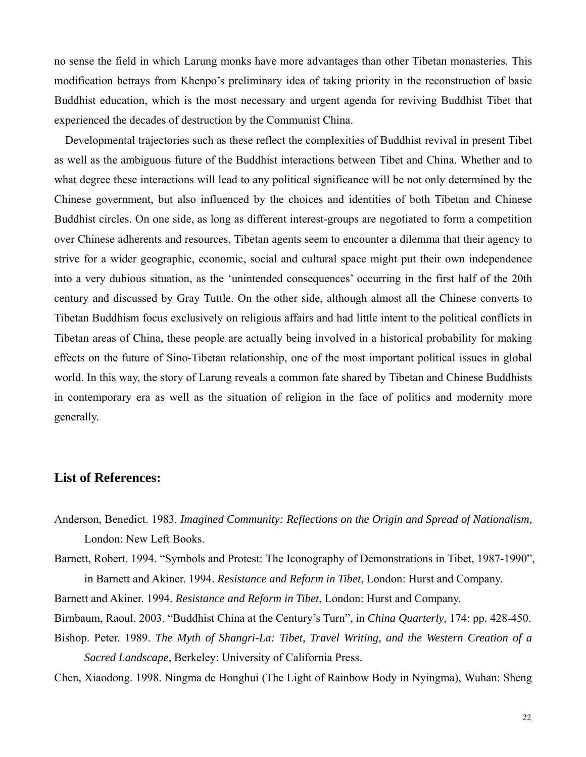no sense the field in which Larung monks have more advantages than other Tibetan monasteries. This modification betrays from Khenpo's preliminary idea of taking priority in the reconstruction of basic Buddhist education, which is the most necessary and urgent agenda for reviving Buddhist Tibet that experienced the decades of destruction by the Communist China.

Developmental trajectories such as these reflect the complexities of Buddhist revival in present Tibet as well as the ambiguous future of the Buddhist interactions between Tibet and China. Whether and to what degree these interactions will lead to any political significance will be not only determined by the Chinese government, but also influenced by the choices and identities of both Tibetan and Chinese Buddhist circles. On one side, as long as different interest-groups are negotiated to form a competition over Chinese adherents and resources, Tibetan agents seem to encounter a dilemma that their agency to strive for a wider geographic, economic, social and cultural space might put their own independence into a very dubious situation, as the 'unintended consequences' occurring in the first half of the 20th century and discussed by Gray Tuttle. On the other side, although almost all the Chinese converts to Tibetan Buddhism focus exclusively on religious affairs and had little intent to the political conflicts in Tibetan areas of China, these people are actually being involved in a historical probability for making effects on the future of Sino-Tibetan relationship, one of the most important political issues in global world. In this way, the story of Larung reveals a common fate shared by Tibetan and Chinese Buddhists in contemporary era as well as the situation of religion in the face of politics and modernity more generally.

## List of References:

Anderson, Benedict. 1983. *Imagined Community: Reflections on the Origin and Spread of Nationalism,* London: New Left Books.

Barnett, Robert. 1994. "Symbols and Protest: The Iconography of Demonstrations in Tibet, 1987-1990", in Barnett and Akiner. 1994. *Resistance and Reform in Tibet*, London: Hurst and Company.

Barnett and Akiner. 1994. *Resistance and Reform in Tibet*, London: Hurst and Company.

Birnbaum, Raoul. 2003. "Buddhist China at the Century's Turn", in *China Quarterly*, 174: pp. 428-450.

Bishop. Peter. 1989. *The Myth of Shangri-La: Tibet, Travel Writing, and the Western Creation of a Sacred Landscape*, Berkeley: University of California Press.

Chen, Xiaodong. 1998. Ningma de Honghui (The Light of Rainbow Body in Nyingma), Wuhan: Sheng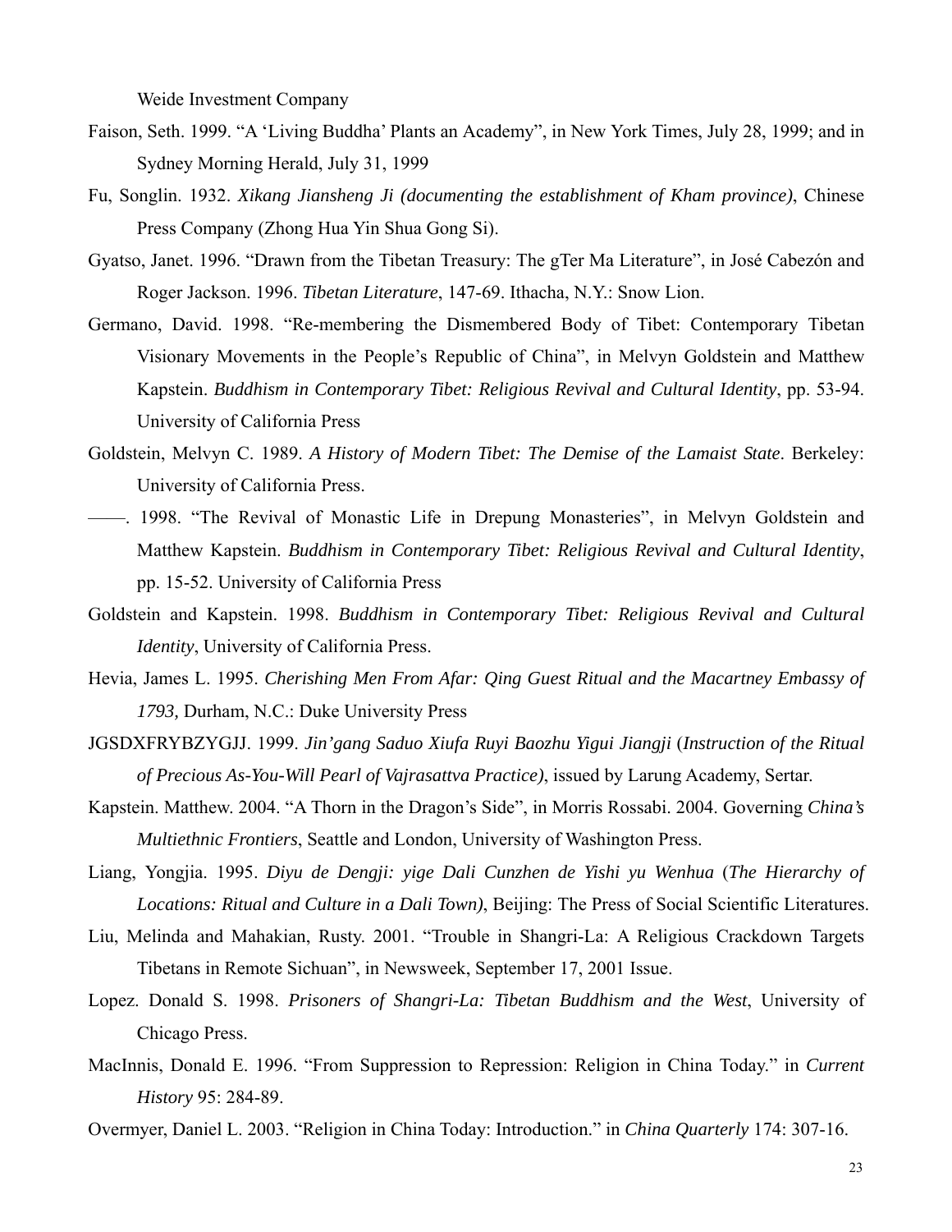Weide Investment Company

Faison, Seth. 1999. "A 'Living Buddha' Plants an Academy", in New York Times, July 28, 1999; and in Sydney Morning Herald, July 31, 1999

Fu, Songlin. 1932. *Xikang Jiansheng Ji (documenting the establishment of Kham province)*, Chinese Press Company (Zhong Hua Yin Shua Gong Si).

Gyatso, Janet. 1996. "Drawn from the Tibetan Treasury: The gTer Ma Literature", in José Cabezón and Roger Jackson. 1996. *Tibetan Literature*, 147-69. Ithacha, N.Y.: Snow Lion.

Germano, David. 1998. "Re-membering the Dismembered Body of Tibet: Contemporary Tibetan Visionary Movements in the People's Republic of China", in Melvyn Goldstein and Matthew Kapstein. *Buddhism in Contemporary Tibet: Religious Revival and Cultural Identity*, pp. 53-94. University of California Press

Goldstein, Melvyn C. 1989. *A History of Modern Tibet: The Demise of the Lamaist State*. Berkeley: University of California Press.

——. 1998. "The Revival of Monastic Life in Drepung Monasteries", in Melvyn Goldstein and Matthew Kapstein. *Buddhism in Contemporary Tibet: Religious Revival and Cultural Identity*, pp. 15-52. University of California Press

Goldstein and Kapstein. 1998. *Buddhism in Contemporary Tibet: Religious Revival and Cultural Identity*, University of California Press.

Hevia, James L. 1995. *Cherishing Men From Afar: Qing Guest Ritual and the Macartney Embassy of 1793,* Durham, N.C.: Duke University Press

JGSDXFRYBZYGJJ. 1999. *Jin'gang Saduo Xiufa Ruyi Baozhu Yigui Jiangji* (*Instruction of the Ritual of Precious As-You-Will Pearl of Vajrasattva Practice)*, issued by Larung Academy, Sertar.

Kapstein. Matthew. 2004. "A Thorn in the Dragon's Side", in Morris Rossabi. 2004. Governing *China's Multiethnic Frontiers*, Seattle and London, University of Washington Press.

Liang, Yongjia. 1995. *Diyu de Dengji: yige Dali Cunzhen de Yishi yu Wenhua* (*The Hierarchy of Locations: Ritual and Culture in a Dali Town)*, Beijing: The Press of Social Scientific Literatures.

Liu, Melinda and Mahakian, Rusty. 2001. "Trouble in Shangri-La: A Religious Crackdown Targets Tibetans in Remote Sichuan", in Newsweek, September 17, 2001 Issue.

Lopez. Donald S. 1998. *Prisoners of Shangri-La: Tibetan Buddhism and the West*, University of Chicago Press.

MacInnis, Donald E. 1996. "From Suppression to Repression: Religion in China Today." in *Current History* 95: 284-89.

Overmyer, Daniel L. 2003. "Religion in China Today: Introduction." in *China Quarterly* 174: 307-16.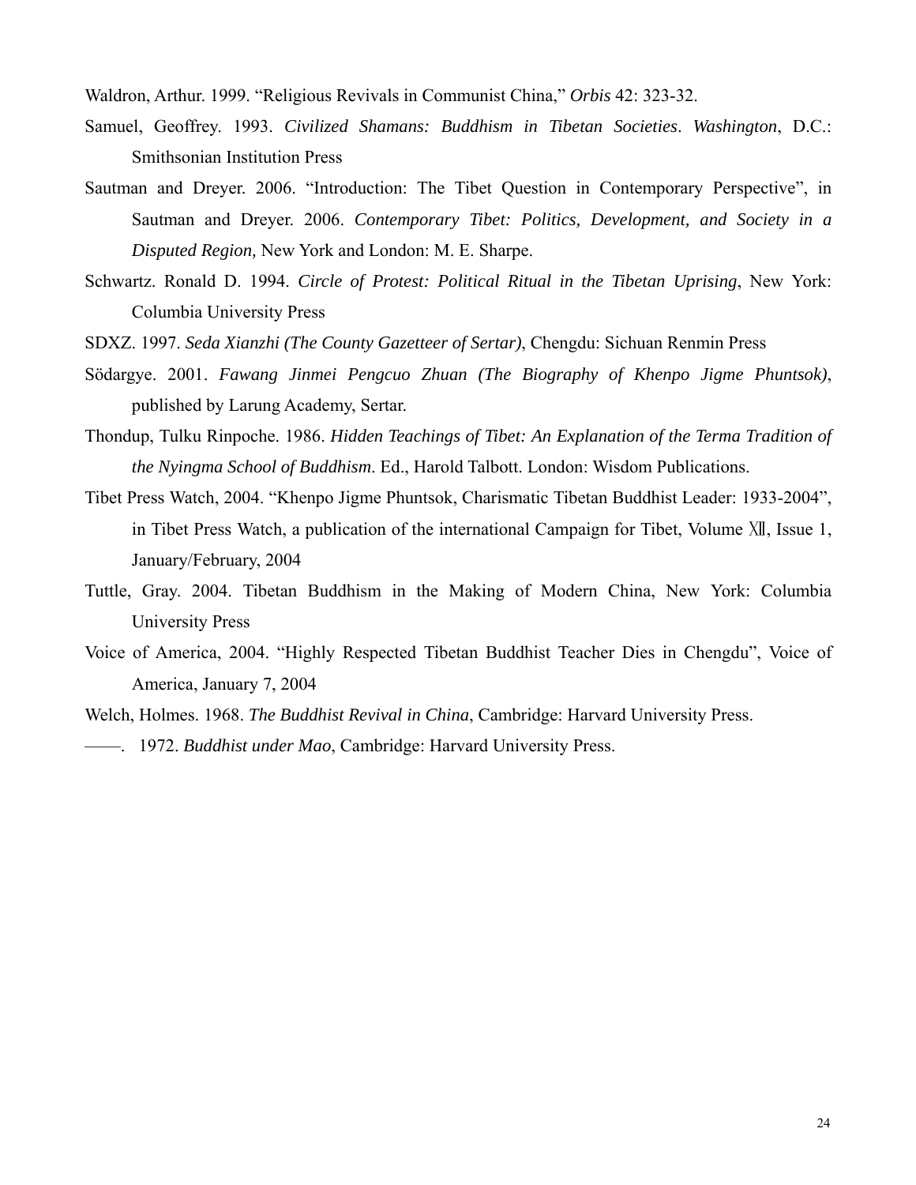Waldron, Arthur. 1999. "Religious Revivals in Communist China," *Orbis* 42: 323-32.

Samuel, Geoffrey. 1993. *Civilized Shamans: Buddhism in Tibetan Societies*. *Washington*, D.C.: Smithsonian Institution Press

Sautman and Dreyer. 2006. "Introduction: The Tibet Question in Contemporary Perspective", in Sautman and Dreyer. 2006. *Contemporary Tibet: Politics, Development, and Society in a Disputed Region,* New York and London: M. E. Sharpe.

Schwartz. Ronald D. 1994. *Circle of Protest: Political Ritual in the Tibetan Uprising*, New York: Columbia University Press

SDXZ. 1997. *Seda Xianzhi (The County Gazetteer of Sertar)*, Chengdu: Sichuan Renmin Press

Södargye. 2001. *Fawang Jinmei Pengcuo Zhuan (The Biography of Khenpo Jigme Phuntsok)*, published by Larung Academy, Sertar.

Thondup, Tulku Rinpoche. 1986. *Hidden Teachings of Tibet: An Explanation of the Terma Tradition of the Nyingma School of Buddhism*. Ed., Harold Talbott. London: Wisdom Publications.

Tibet Press Watch, 2004. "Khenpo Jigme Phuntsok, Charismatic Tibetan Buddhist Leader: 1933-2004", in Tibet Press Watch, a publication of the international Campaign for Tibet, Volume Ⅻ, Issue 1, January/February, 2004

Tuttle, Gray. 2004. Tibetan Buddhism in the Making of Modern China, New York: Columbia University Press

Voice of America, 2004. "Highly Respected Tibetan Buddhist Teacher Dies in Chengdu", Voice of America, January 7, 2004

Welch, Holmes. 1968. *The Buddhist Revival in China*, Cambridge: Harvard University Press.

——. 1972. *Buddhist under Mao*, Cambridge: Harvard University Press.